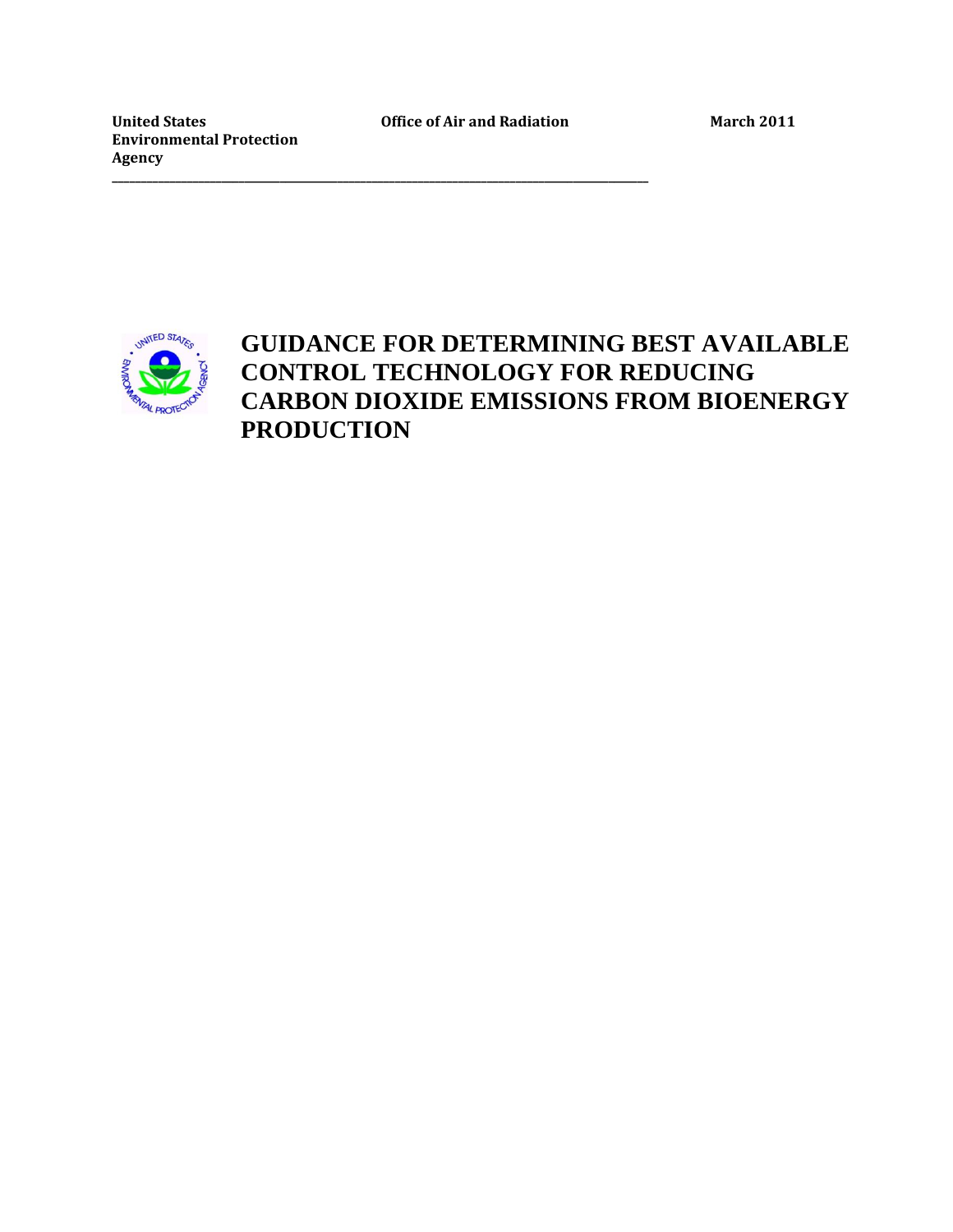**United States Environmental Protection Agency** **Office of Air and Radiation** **March 2011**

---

# GUIDANCE FOR DETERMINING BEST AVAILABLE CONTROL TECHNOLOGY FOR REDUCING CARBON DIOXIDE EMISSIONS FROM BIOENERGY PRODUCTION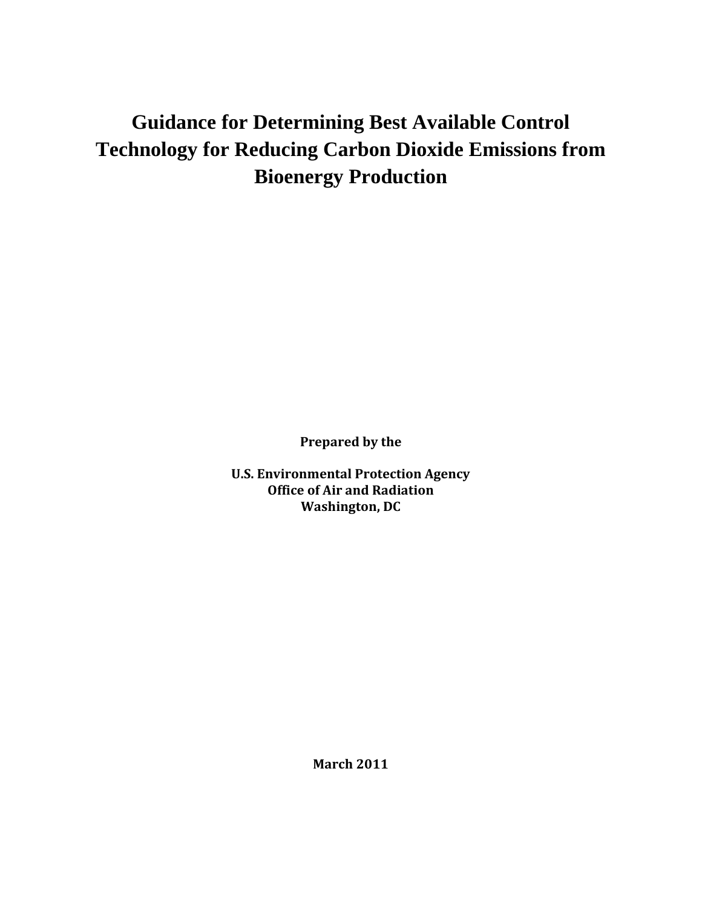# Guidance for Determining Best Available Control Technology for Reducing Carbon Dioxide Emissions from Bioenergy Production

**Prepared by the**

**U.S. Environmental Protection Agency**
**Office of Air and Radiation**
**Washington, DC**

**March 2011**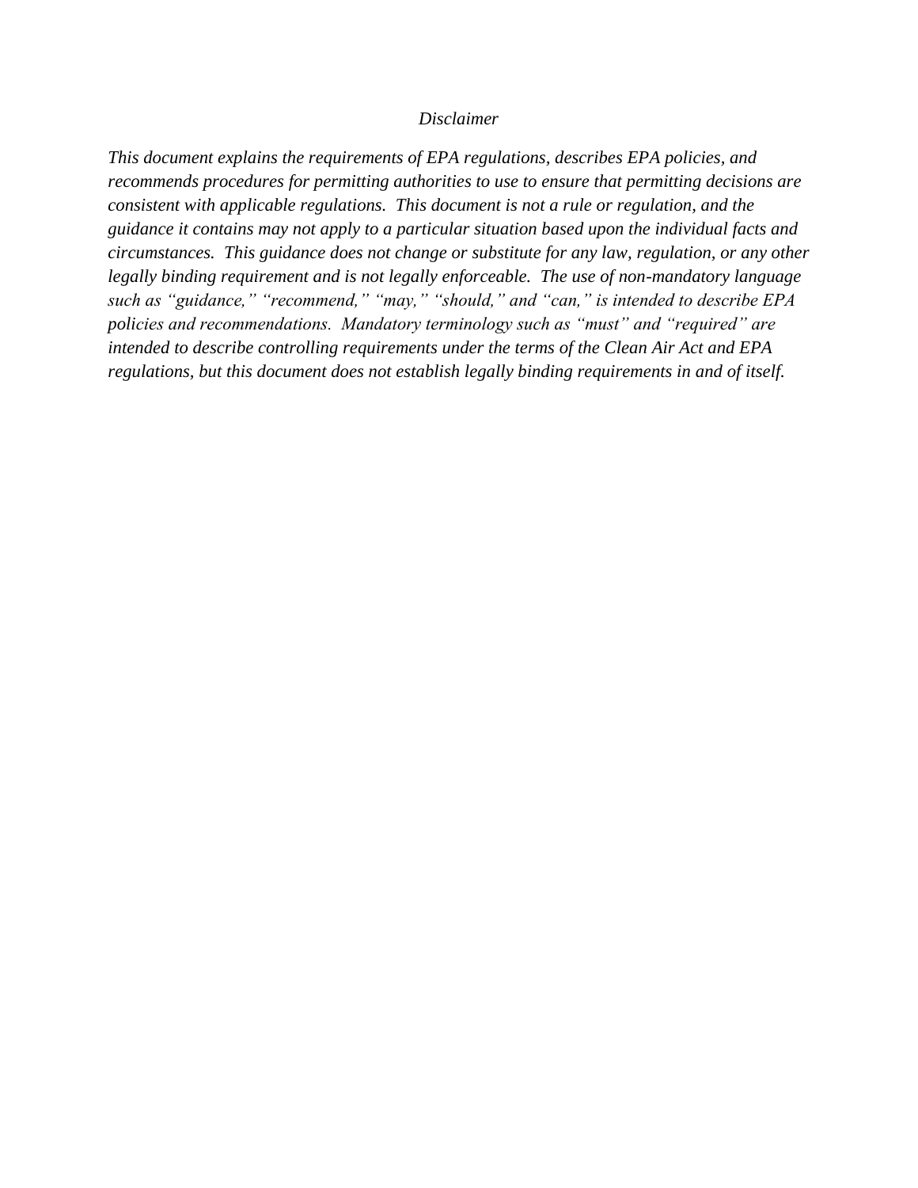*Disclaimer*

*This document explains the requirements of EPA regulations, describes EPA policies, and recommends procedures for permitting authorities to use to ensure that permitting decisions are consistent with applicable regulations. This document is not a rule or regulation, and the guidance it contains may not apply to a particular situation based upon the individual facts and circumstances. This guidance does not change or substitute for any law, regulation, or any other legally binding requirement and is not legally enforceable. The use of non-mandatory language such as "guidance," "recommend," "may," "should," and "can," is intended to describe EPA policies and recommendations. Mandatory terminology such as "must" and "required" are intended to describe controlling requirements under the terms of the Clean Air Act and EPA regulations, but this document does not establish legally binding requirements in and of itself.*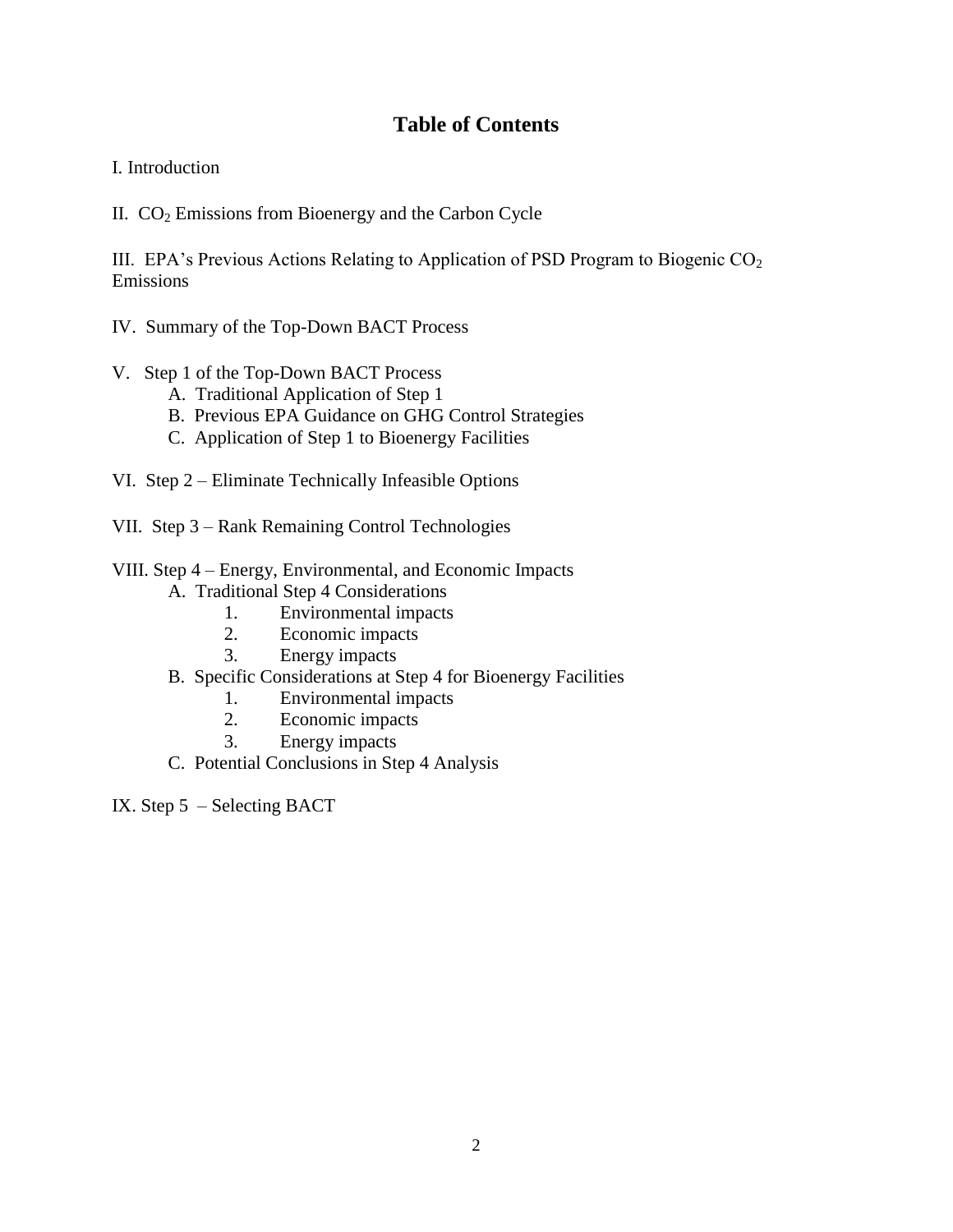# Table of Contents

I. Introduction

II. $CO_2$ Emissions from Bioenergy and the Carbon Cycle

III. EPA's Previous Actions Relating to Application of PSD Program to Biogenic $CO_2$ Emissions

IV. Summary of the Top-Down BACT Process

V. Step 1 of the Top-Down BACT Process
- A. Traditional Application of Step 1
- B. Previous EPA Guidance on GHG Control Strategies
- C. Application of Step 1 to Bioenergy Facilities

VI. Step 2 – Eliminate Technically Infeasible Options

VII. Step 3 – Rank Remaining Control Technologies

VIII. Step 4 – Energy, Environmental, and Economic Impacts
- A. Traditional Step 4 Considerations
  1. Environmental impacts
  2. Economic impacts
  3. Energy impacts
- B. Specific Considerations at Step 4 for Bioenergy Facilities
  1. Environmental impacts
  2. Economic impacts
  3. Energy impacts
- C. Potential Conclusions in Step 4 Analysis

IX. Step 5 – Selecting BACT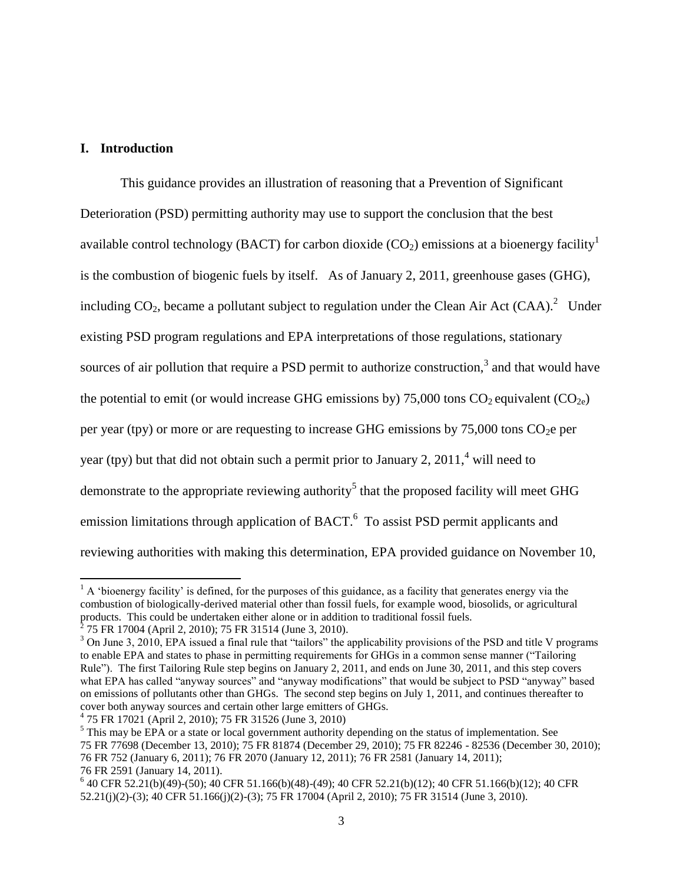## I. Introduction

This guidance provides an illustration of reasoning that a Prevention of Significant Deterioration (PSD) permitting authority may use to support the conclusion that the best available control technology (BACT) for carbon dioxide ($CO_2$) emissions at a bioenergy facility[1] is the combustion of biogenic fuels by itself. As of January 2, 2011, greenhouse gases (GHG), including $CO_2$, became a pollutant subject to regulation under the Clean Air Act (CAA).[2] Under existing PSD program regulations and EPA interpretations of those regulations, stationary sources of air pollution that require a PSD permit to authorize construction,[3] and that would have the potential to emit (or would increase GHG emissions by) 75,000 tons $CO_2$ equivalent ($CO_{2e}$) per year (tpy) or more or are requesting to increase GHG emissions by 75,000 tons $CO_2$e per year (tpy) but that did not obtain such a permit prior to January 2, 2011,[4] will need to demonstrate to the appropriate reviewing authority[5] that the proposed facility will meet GHG emission limitations through application of BACT.[6] To assist PSD permit applicants and reviewing authorities with making this determination, EPA provided guidance on November 10,

---

[1] A 'bioenergy facility' is defined, for the purposes of this guidance, as a facility that generates energy via the combustion of biologically-derived material other than fossil fuels, for example wood, biosolids, or agricultural products. This could be undertaken either alone or in addition to traditional fossil fuels.

[2] 75 FR 17004 (April 2, 2010); 75 FR 31514 (June 3, 2010).

[3] On June 3, 2010, EPA issued a final rule that "tailors" the applicability provisions of the PSD and title V programs to enable EPA and states to phase in permitting requirements for GHGs in a common sense manner ("Tailoring Rule"). The first Tailoring Rule step begins on January 2, 2011, and ends on June 30, 2011, and this step covers what EPA has called "anyway sources" and "anyway modifications" that would be subject to PSD "anyway" based on emissions of pollutants other than GHGs. The second step begins on July 1, 2011, and continues thereafter to cover both anyway sources and certain other large emitters of GHGs.

[4] 75 FR 17021 (April 2, 2010); 75 FR 31526 (June 3, 2010)

[5] This may be EPA or a state or local government authority depending on the status of implementation. See 75 FR 77698 (December 13, 2010); 75 FR 81874 (December 29, 2010); 75 FR 82246 - 82536 (December 30, 2010); 76 FR 752 (January 6, 2011); 76 FR 2070 (January 12, 2011); 76 FR 2581 (January 14, 2011); 76 FR 2591 (January 14, 2011).

[6] 40 CFR 52.21(b)(49)-(50); 40 CFR 51.166(b)(48)-(49); 40 CFR 52.21(b)(12); 40 CFR 51.166(b)(12); 40 CFR 52.21(j)(2)-(3); 40 CFR 51.166(j)(2)-(3); 75 FR 17004 (April 2, 2010); 75 FR 31514 (June 3, 2010).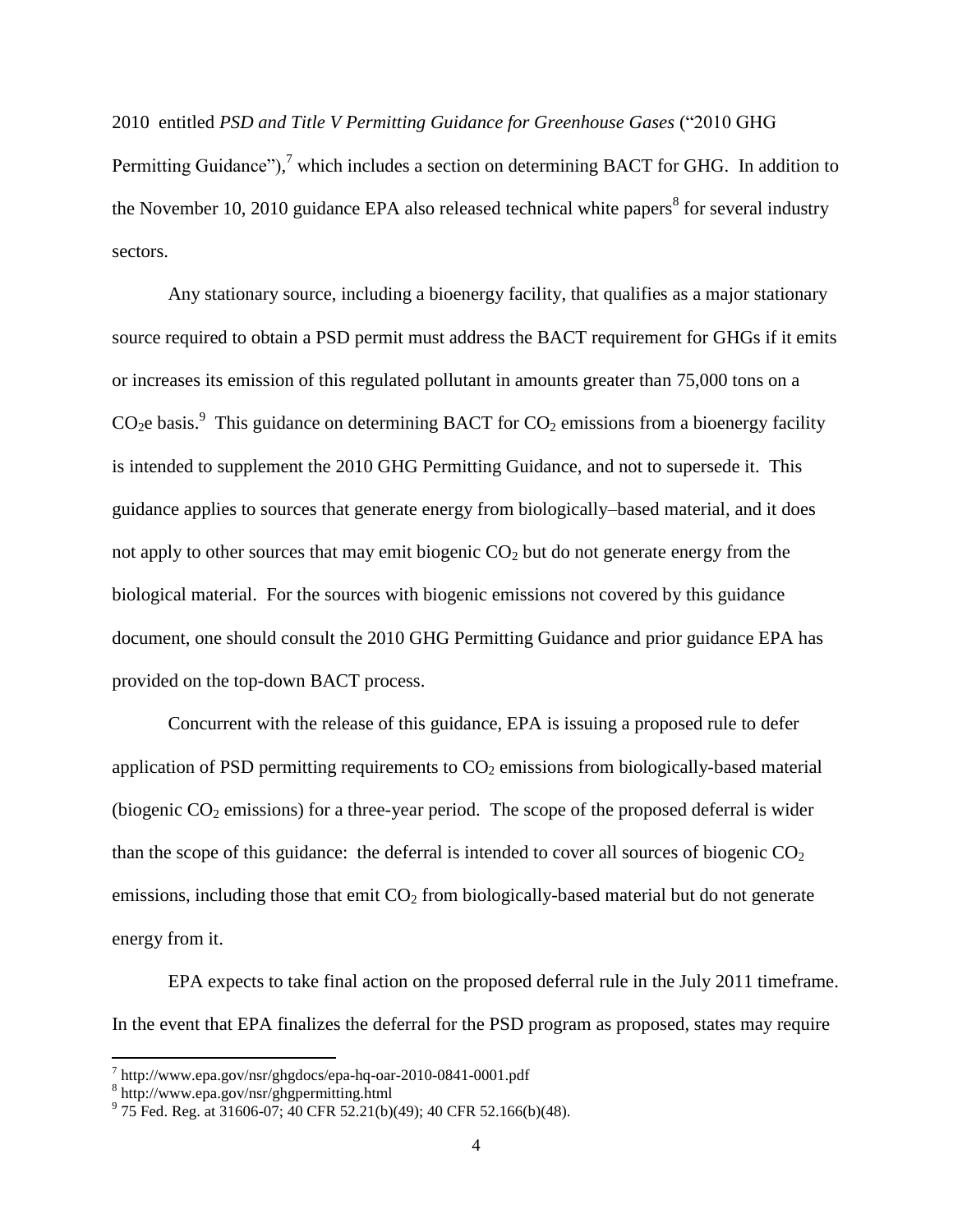2010 entitled *PSD and Title V Permitting Guidance for Greenhouse Gases* ("2010 GHG Permitting Guidance"),[7] which includes a section on determining BACT for GHG. In addition to the November 10, 2010 guidance EPA also released technical white papers[8] for several industry sectors.

Any stationary source, including a bioenergy facility, that qualifies as a major stationary source required to obtain a PSD permit must address the BACT requirement for GHGs if it emits or increases its emission of this regulated pollutant in amounts greater than 75,000 tons on a $CO_2e$ basis.[9] This guidance on determining BACT for $CO_2$ emissions from a bioenergy facility is intended to supplement the 2010 GHG Permitting Guidance, and not to supersede it. This guidance applies to sources that generate energy from biologically–based material, and it does not apply to other sources that may emit biogenic $CO_2$ but do not generate energy from the biological material. For the sources with biogenic emissions not covered by this guidance document, one should consult the 2010 GHG Permitting Guidance and prior guidance EPA has provided on the top-down BACT process.

Concurrent with the release of this guidance, EPA is issuing a proposed rule to defer application of PSD permitting requirements to $CO_2$ emissions from biologically-based material (biogenic $CO_2$ emissions) for a three-year period. The scope of the proposed deferral is wider than the scope of this guidance: the deferral is intended to cover all sources of biogenic $CO_2$ emissions, including those that emit $CO_2$ from biologically-based material but do not generate energy from it.

EPA expects to take final action on the proposed deferral rule in the July 2011 timeframe. In the event that EPA finalizes the deferral for the PSD program as proposed, states may require

---

[7] http://www.epa.gov/nsr/ghgdocs/epa-hq-oar-2010-0841-0001.pdf

[8] http://www.epa.gov/nsr/ghgpermitting.html

[9] 75 Fed. Reg. at 31606-07; 40 CFR 52.21(b)(49); 40 CFR 52.166(b)(48).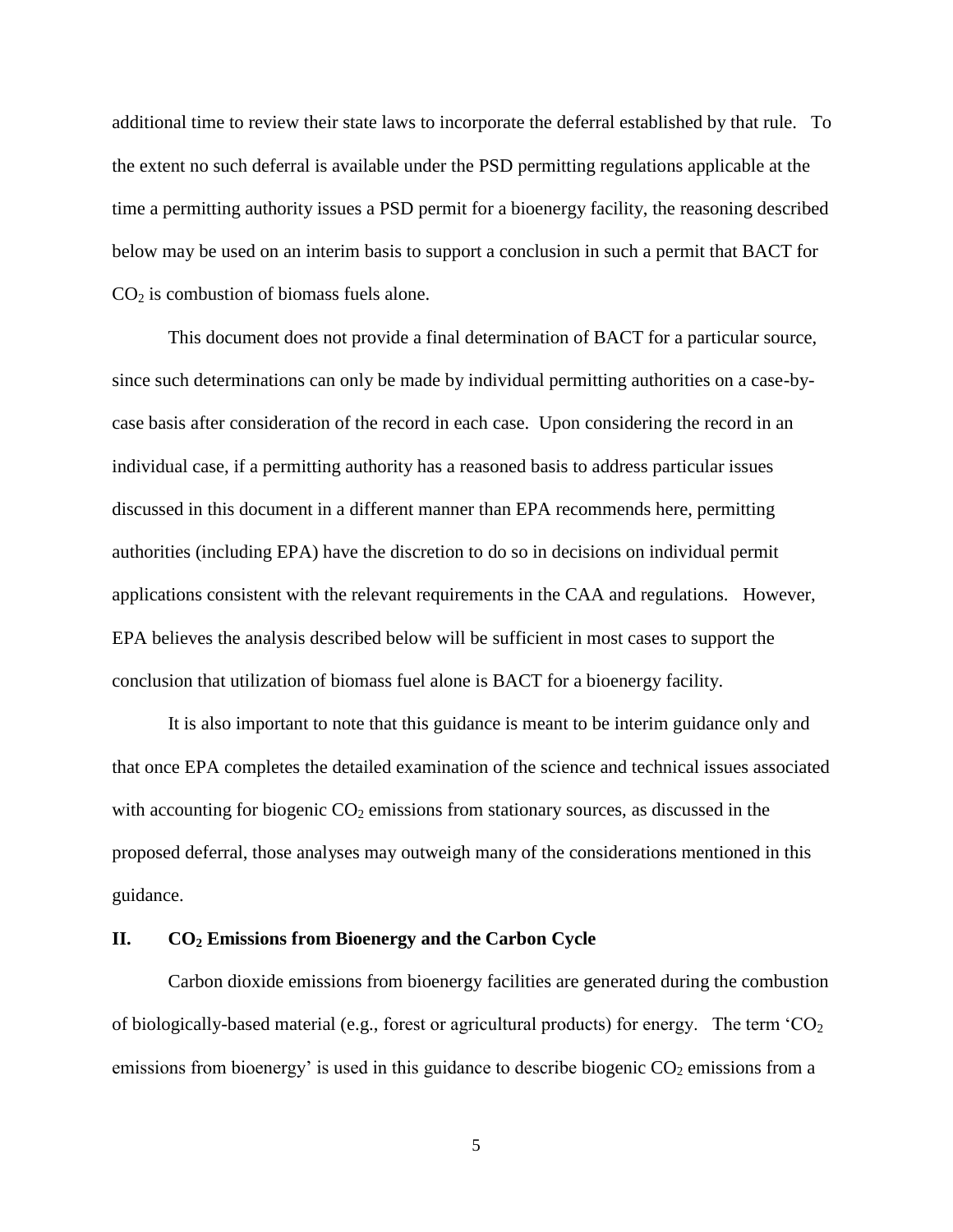additional time to review their state laws to incorporate the deferral established by that rule. To the extent no such deferral is available under the PSD permitting regulations applicable at the time a permitting authority issues a PSD permit for a bioenergy facility, the reasoning described below may be used on an interim basis to support a conclusion in such a permit that BACT for $CO_2$ is combustion of biomass fuels alone.

This document does not provide a final determination of BACT for a particular source, since such determinations can only be made by individual permitting authorities on a case-by-case basis after consideration of the record in each case. Upon considering the record in an individual case, if a permitting authority has a reasoned basis to address particular issues discussed in this document in a different manner than EPA recommends here, permitting authorities (including EPA) have the discretion to do so in decisions on individual permit applications consistent with the relevant requirements in the CAA and regulations. However, EPA believes the analysis described below will be sufficient in most cases to support the conclusion that utilization of biomass fuel alone is BACT for a bioenergy facility.

It is also important to note that this guidance is meant to be interim guidance only and that once EPA completes the detailed examination of the science and technical issues associated with accounting for biogenic $CO_2$ emissions from stationary sources, as discussed in the proposed deferral, those analyses may outweigh many of the considerations mentioned in this guidance.

## II. $CO_2$ Emissions from Bioenergy and the Carbon Cycle

Carbon dioxide emissions from bioenergy facilities are generated during the combustion of biologically-based material (e.g., forest or agricultural products) for energy. The term '$CO_2$ emissions from bioenergy' is used in this guidance to describe biogenic $CO_2$ emissions from a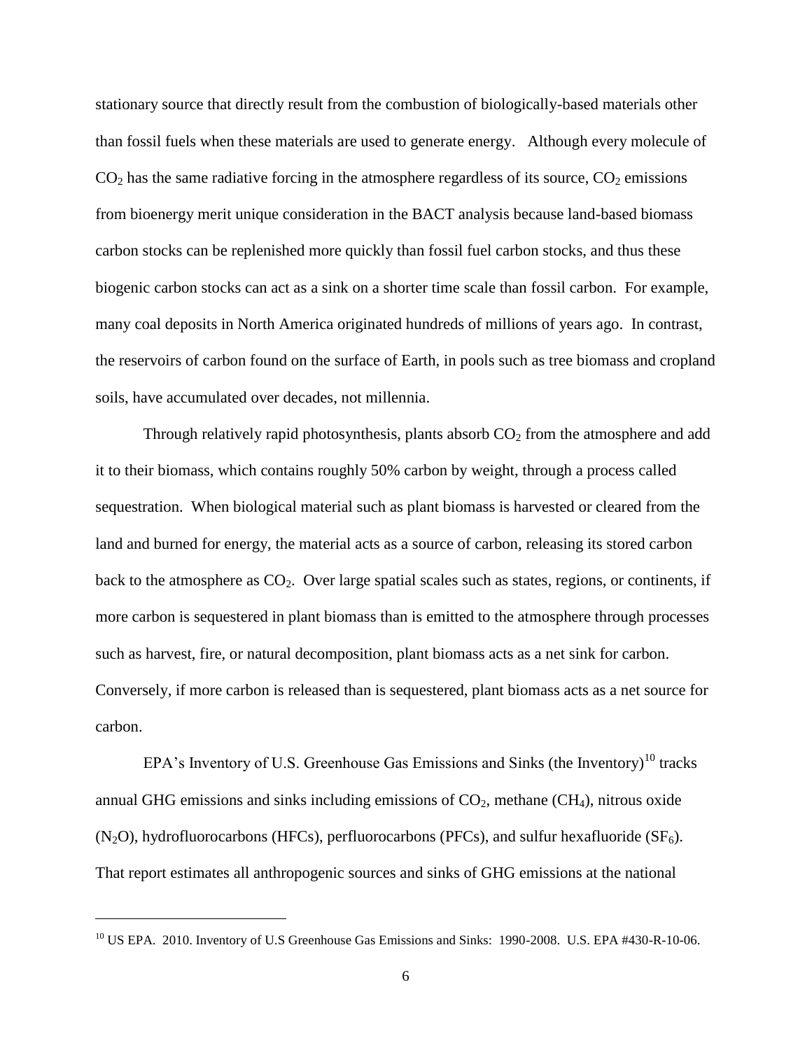stationary source that directly result from the combustion of biologically-based materials other than fossil fuels when these materials are used to generate energy. Although every molecule of $CO_2$ has the same radiative forcing in the atmosphere regardless of its source, $CO_2$ emissions from bioenergy merit unique consideration in the BACT analysis because land-based biomass carbon stocks can be replenished more quickly than fossil fuel carbon stocks, and thus these biogenic carbon stocks can act as a sink on a shorter time scale than fossil carbon. For example, many coal deposits in North America originated hundreds of millions of years ago. In contrast, the reservoirs of carbon found on the surface of Earth, in pools such as tree biomass and cropland soils, have accumulated over decades, not millennia.

Through relatively rapid photosynthesis, plants absorb $CO_2$ from the atmosphere and add it to their biomass, which contains roughly 50% carbon by weight, through a process called sequestration. When biological material such as plant biomass is harvested or cleared from the land and burned for energy, the material acts as a source of carbon, releasing its stored carbon back to the atmosphere as $CO_2$. Over large spatial scales such as states, regions, or continents, if more carbon is sequestered in plant biomass than is emitted to the atmosphere through processes such as harvest, fire, or natural decomposition, plant biomass acts as a net sink for carbon. Conversely, if more carbon is released than is sequestered, plant biomass acts as a net source for carbon.

EPA's Inventory of U.S. Greenhouse Gas Emissions and Sinks (the Inventory)[10] tracks annual GHG emissions and sinks including emissions of $CO_2$, methane ($CH_4$), nitrous oxide ($N_2O$), hydrofluorocarbons (HFCs), perfluorocarbons (PFCs), and sulfur hexafluoride ($SF_6$). That report estimates all anthropogenic sources and sinks of GHG emissions at the national

[10] US EPA. 2010. Inventory of U.S Greenhouse Gas Emissions and Sinks: 1990-2008. U.S. EPA #430-R-10-06.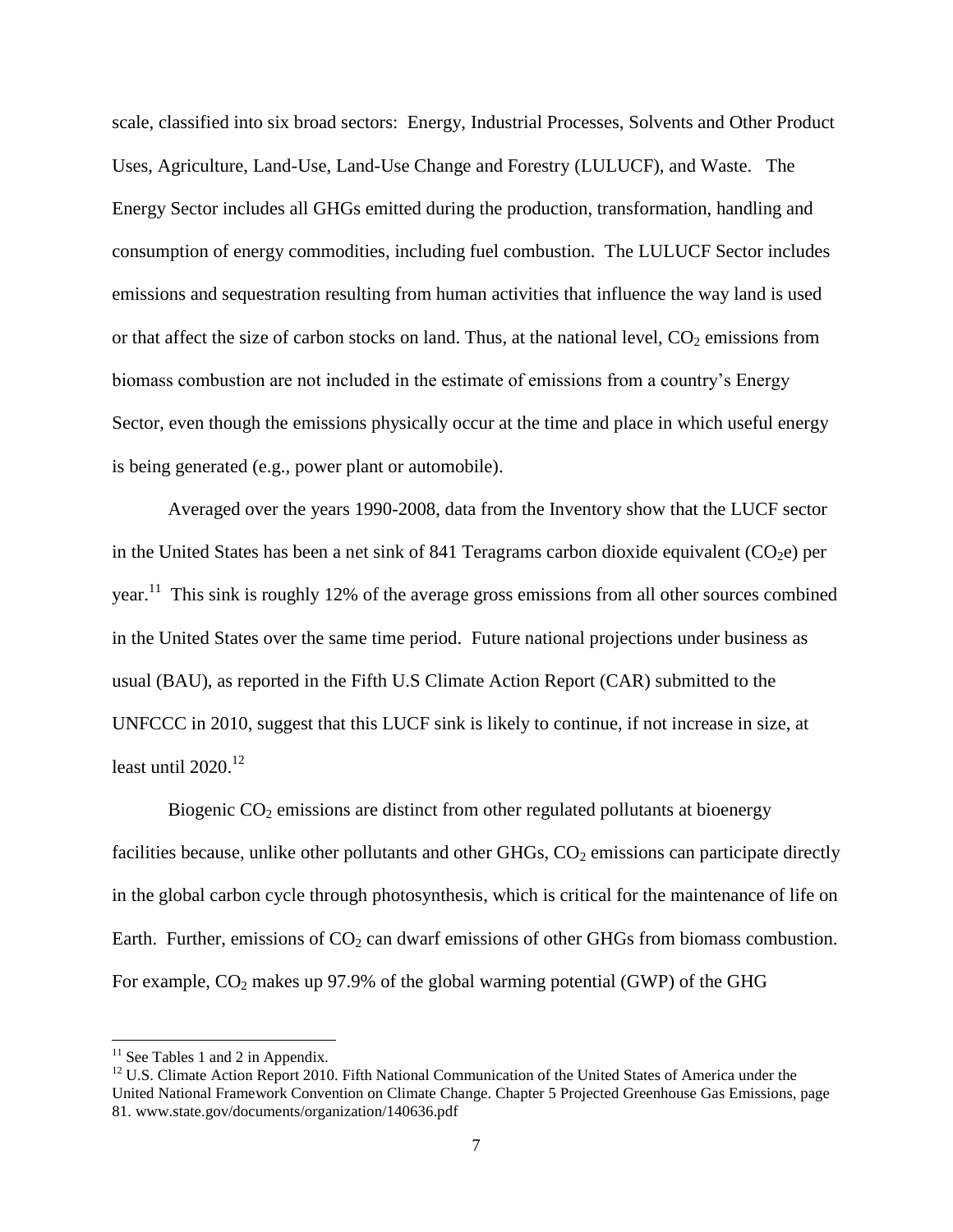scale, classified into six broad sectors: Energy, Industrial Processes, Solvents and Other Product Uses, Agriculture, Land-Use, Land-Use Change and Forestry (LULUCF), and Waste. The Energy Sector includes all GHGs emitted during the production, transformation, handling and consumption of energy commodities, including fuel combustion. The LULUCF Sector includes emissions and sequestration resulting from human activities that influence the way land is used or that affect the size of carbon stocks on land. Thus, at the national level, $CO_2$ emissions from biomass combustion are not included in the estimate of emissions from a country's Energy Sector, even though the emissions physically occur at the time and place in which useful energy is being generated (e.g., power plant or automobile).

Averaged over the years 1990-2008, data from the Inventory show that the LUCF sector in the United States has been a net sink of 841 Teragrams carbon dioxide equivalent ($CO_2e$) per year.[11] This sink is roughly 12% of the average gross emissions from all other sources combined in the United States over the same time period. Future national projections under business as usual (BAU), as reported in the Fifth U.S Climate Action Report (CAR) submitted to the UNFCCC in 2010, suggest that this LUCF sink is likely to continue, if not increase in size, at least until 2020.[12]

Biogenic $CO_2$ emissions are distinct from other regulated pollutants at bioenergy facilities because, unlike other pollutants and other GHGs, $CO_2$ emissions can participate directly in the global carbon cycle through photosynthesis, which is critical for the maintenance of life on Earth. Further, emissions of $CO_2$ can dwarf emissions of other GHGs from biomass combustion. For example, $CO_2$ makes up 97.9% of the global warming potential (GWP) of the GHG

---

[11] See Tables 1 and 2 in Appendix.

[12] U.S. Climate Action Report 2010. Fifth National Communication of the United States of America under the United National Framework Convention on Climate Change. Chapter 5 Projected Greenhouse Gas Emissions, page 81. www.state.gov/documents/organization/140636.pdf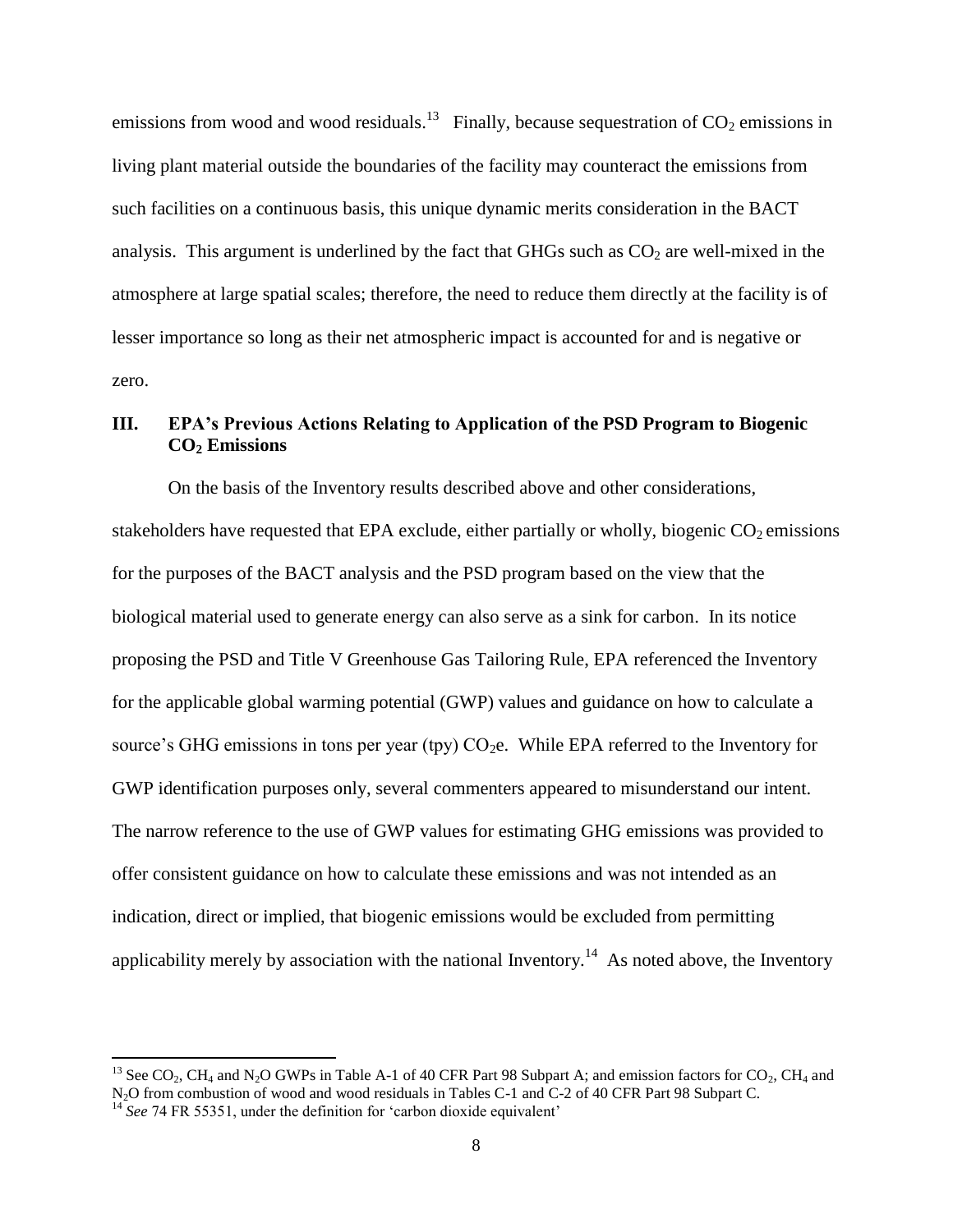emissions from wood and wood residuals.[13] Finally, because sequestration of $CO_2$ emissions in living plant material outside the boundaries of the facility may counteract the emissions from such facilities on a continuous basis, this unique dynamic merits consideration in the BACT analysis. This argument is underlined by the fact that GHGs such as $CO_2$ are well-mixed in the atmosphere at large spatial scales; therefore, the need to reduce them directly at the facility is of lesser importance so long as their net atmospheric impact is accounted for and is negative or zero.

## III. EPA's Previous Actions Relating to Application of the PSD Program to Biogenic $CO_2$ Emissions

On the basis of the Inventory results described above and other considerations, stakeholders have requested that EPA exclude, either partially or wholly, biogenic $CO_2$ emissions for the purposes of the BACT analysis and the PSD program based on the view that the biological material used to generate energy can also serve as a sink for carbon. In its notice proposing the PSD and Title V Greenhouse Gas Tailoring Rule, EPA referenced the Inventory for the applicable global warming potential (GWP) values and guidance on how to calculate a source's GHG emissions in tons per year (tpy) $CO_2e$. While EPA referred to the Inventory for GWP identification purposes only, several commenters appeared to misunderstand our intent. The narrow reference to the use of GWP values for estimating GHG emissions was provided to offer consistent guidance on how to calculate these emissions and was not intended as an indication, direct or implied, that biogenic emissions would be excluded from permitting applicability merely by association with the national Inventory.[14] As noted above, the Inventory

---

[13] See $CO_2$, $CH_4$ and $N_2O$ GWPs in Table A-1 of 40 CFR Part 98 Subpart A; and emission factors for $CO_2$, $CH_4$ and $N_2O$ from combustion of wood and wood residuals in Tables C-1 and C-2 of 40 CFR Part 98 Subpart C.

[14] *See* 74 FR 55351, under the definition for 'carbon dioxide equivalent'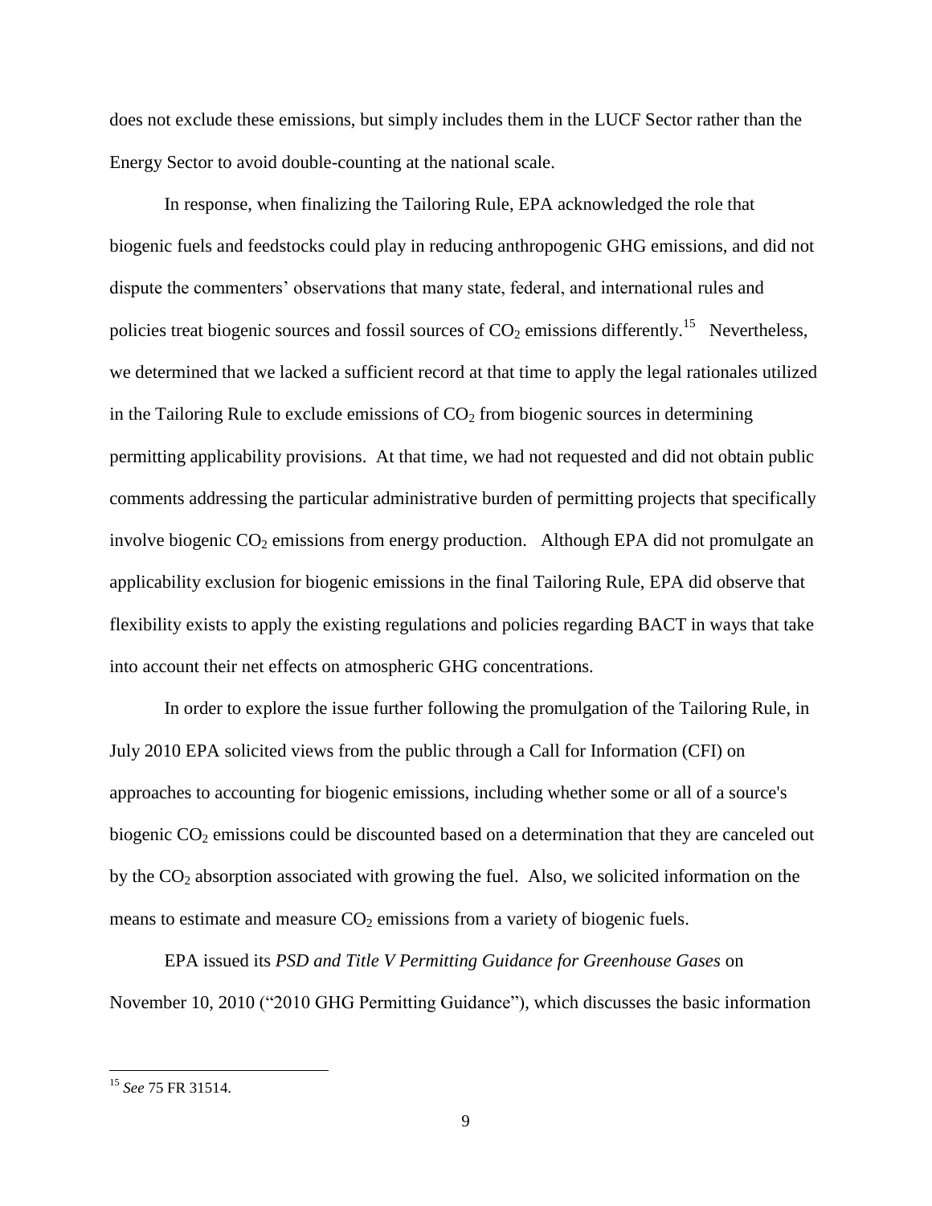does not exclude these emissions, but simply includes them in the LUCF Sector rather than the Energy Sector to avoid double-counting at the national scale.

In response, when finalizing the Tailoring Rule, EPA acknowledged the role that biogenic fuels and feedstocks could play in reducing anthropogenic GHG emissions, and did not dispute the commenters' observations that many state, federal, and international rules and policies treat biogenic sources and fossil sources of $CO_2$ emissions differently.[15] Nevertheless, we determined that we lacked a sufficient record at that time to apply the legal rationales utilized in the Tailoring Rule to exclude emissions of $CO_2$ from biogenic sources in determining permitting applicability provisions. At that time, we had not requested and did not obtain public comments addressing the particular administrative burden of permitting projects that specifically involve biogenic $CO_2$ emissions from energy production. Although EPA did not promulgate an applicability exclusion for biogenic emissions in the final Tailoring Rule, EPA did observe that flexibility exists to apply the existing regulations and policies regarding BACT in ways that take into account their net effects on atmospheric GHG concentrations.

In order to explore the issue further following the promulgation of the Tailoring Rule, in July 2010 EPA solicited views from the public through a Call for Information (CFI) on approaches to accounting for biogenic emissions, including whether some or all of a source's biogenic $CO_2$ emissions could be discounted based on a determination that they are canceled out by the $CO_2$ absorption associated with growing the fuel. Also, we solicited information on the means to estimate and measure $CO_2$ emissions from a variety of biogenic fuels.

EPA issued its *PSD and Title V Permitting Guidance for Greenhouse Gases* on November 10, 2010 ("2010 GHG Permitting Guidance"), which discusses the basic information

---

[15] *See* 75 FR 31514.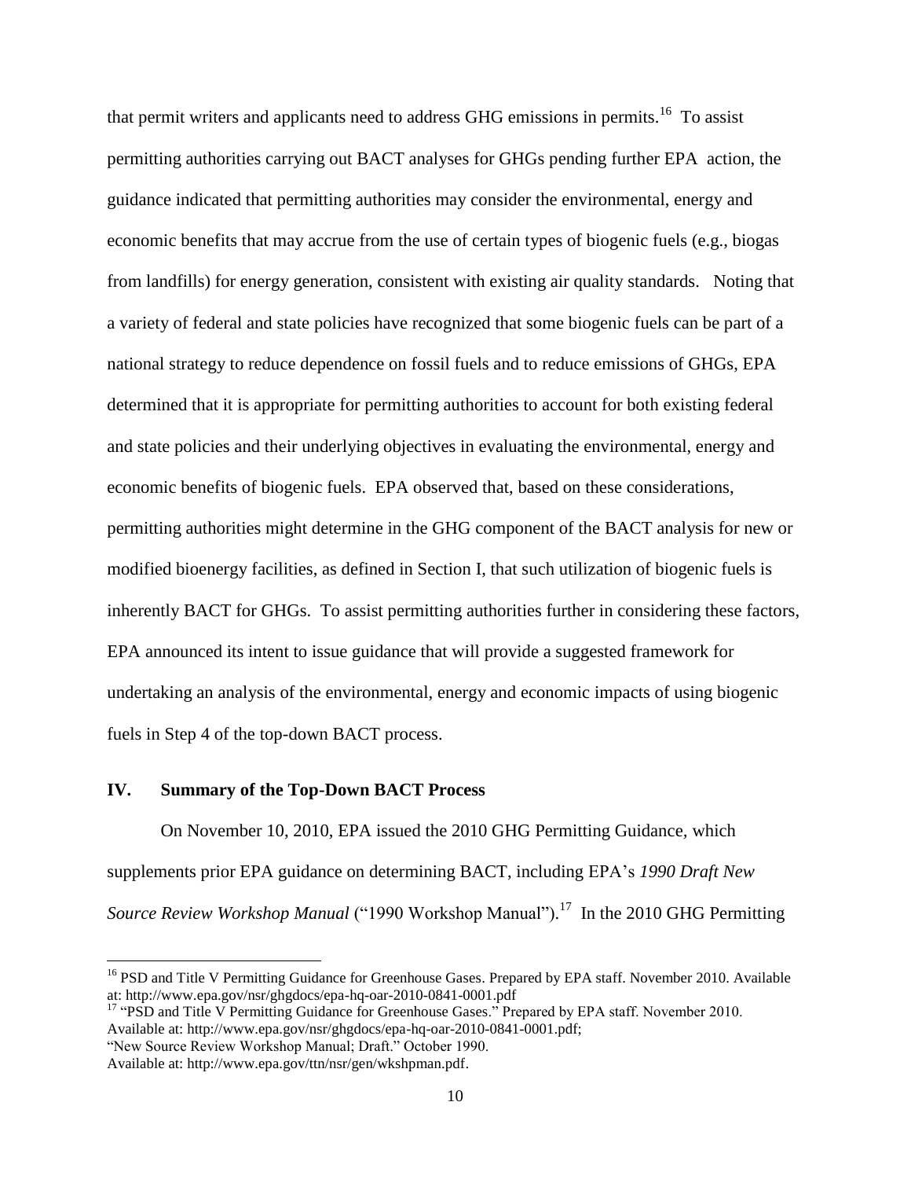that permit writers and applicants need to address GHG emissions in permits.[16] To assist permitting authorities carrying out BACT analyses for GHGs pending further EPA action, the guidance indicated that permitting authorities may consider the environmental, energy and economic benefits that may accrue from the use of certain types of biogenic fuels (e.g., biogas from landfills) for energy generation, consistent with existing air quality standards. Noting that a variety of federal and state policies have recognized that some biogenic fuels can be part of a national strategy to reduce dependence on fossil fuels and to reduce emissions of GHGs, EPA determined that it is appropriate for permitting authorities to account for both existing federal and state policies and their underlying objectives in evaluating the environmental, energy and economic benefits of biogenic fuels. EPA observed that, based on these considerations, permitting authorities might determine in the GHG component of the BACT analysis for new or modified bioenergy facilities, as defined in Section I, that such utilization of biogenic fuels is inherently BACT for GHGs. To assist permitting authorities further in considering these factors, EPA announced its intent to issue guidance that will provide a suggested framework for undertaking an analysis of the environmental, energy and economic impacts of using biogenic fuels in Step 4 of the top-down BACT process.

## IV. Summary of the Top-Down BACT Process

On November 10, 2010, EPA issued the 2010 GHG Permitting Guidance, which supplements prior EPA guidance on determining BACT, including EPA's *1990 Draft New Source Review Workshop Manual* ("1990 Workshop Manual").[17] In the 2010 GHG Permitting

---

[16] PSD and Title V Permitting Guidance for Greenhouse Gases. Prepared by EPA staff. November 2010. Available at: http://www.epa.gov/nsr/ghgdocs/epa-hq-oar-2010-0841-0001.pdf

[17] "PSD and Title V Permitting Guidance for Greenhouse Gases." Prepared by EPA staff. November 2010. Available at: http://www.epa.gov/nsr/ghgdocs/epa-hq-oar-2010-0841-0001.pdf;
"New Source Review Workshop Manual; Draft." October 1990.
Available at: http://www.epa.gov/ttn/nsr/gen/wkshpman.pdf.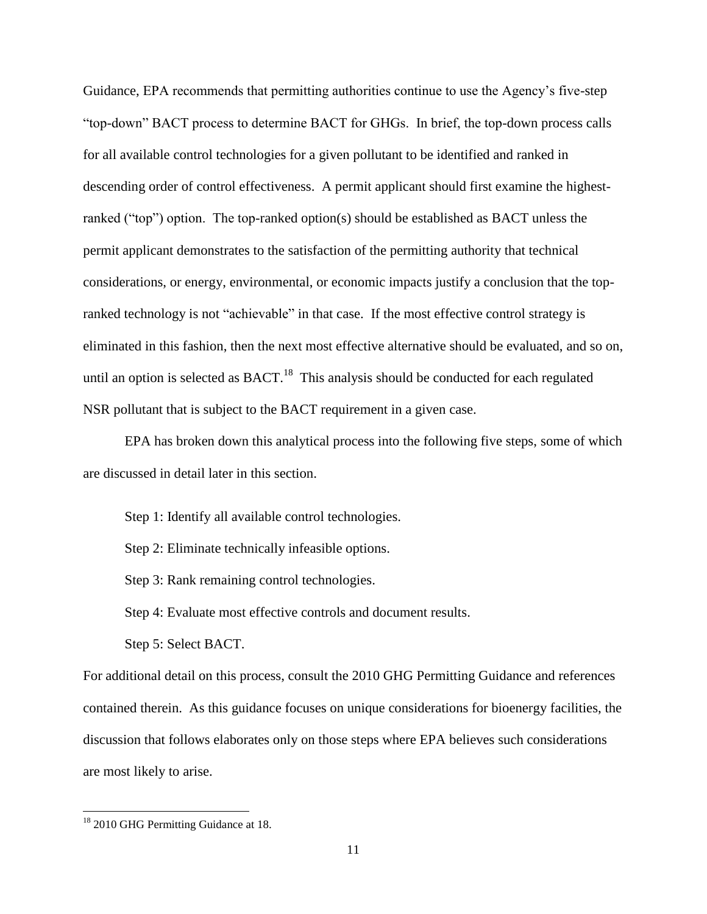Guidance, EPA recommends that permitting authorities continue to use the Agency's five-step "top-down" BACT process to determine BACT for GHGs. In brief, the top-down process calls for all available control technologies for a given pollutant to be identified and ranked in descending order of control effectiveness. A permit applicant should first examine the highest-ranked ("top") option. The top-ranked option(s) should be established as BACT unless the permit applicant demonstrates to the satisfaction of the permitting authority that technical considerations, or energy, environmental, or economic impacts justify a conclusion that the top-ranked technology is not "achievable" in that case. If the most effective control strategy is eliminated in this fashion, then the next most effective alternative should be evaluated, and so on, until an option is selected as BACT.[18] This analysis should be conducted for each regulated NSR pollutant that is subject to the BACT requirement in a given case.

EPA has broken down this analytical process into the following five steps, some of which are discussed in detail later in this section.

Step 1: Identify all available control technologies.

Step 2: Eliminate technically infeasible options.

Step 3: Rank remaining control technologies.

Step 4: Evaluate most effective controls and document results.

Step 5: Select BACT.

For additional detail on this process, consult the 2010 GHG Permitting Guidance and references contained therein. As this guidance focuses on unique considerations for bioenergy facilities, the discussion that follows elaborates only on those steps where EPA believes such considerations are most likely to arise.

[18] 2010 GHG Permitting Guidance at 18.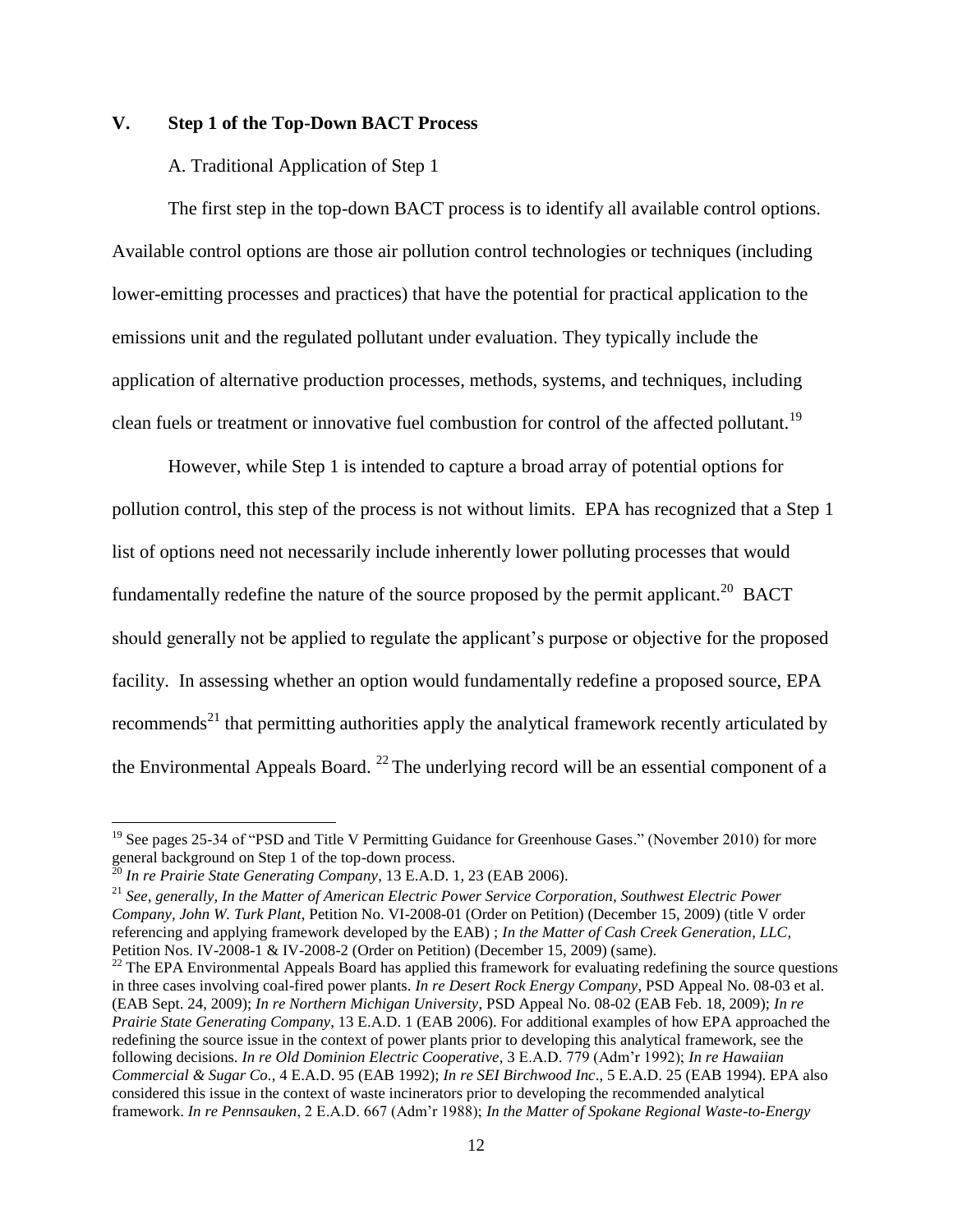## V. Step 1 of the Top-Down BACT Process

A. Traditional Application of Step 1

The first step in the top-down BACT process is to identify all available control options. Available control options are those air pollution control technologies or techniques (including lower-emitting processes and practices) that have the potential for practical application to the emissions unit and the regulated pollutant under evaluation. They typically include the application of alternative production processes, methods, systems, and techniques, including clean fuels or treatment or innovative fuel combustion for control of the affected pollutant.[19]

However, while Step 1 is intended to capture a broad array of potential options for pollution control, this step of the process is not without limits. EPA has recognized that a Step 1 list of options need not necessarily include inherently lower polluting processes that would fundamentally redefine the nature of the source proposed by the permit applicant.[20] BACT should generally not be applied to regulate the applicant's purpose or objective for the proposed facility. In assessing whether an option would fundamentally redefine a proposed source, EPA recommends[21] that permitting authorities apply the analytical framework recently articulated by the Environmental Appeals Board. [22] The underlying record will be an essential component of a

---

[19] See pages 25-34 of "PSD and Title V Permitting Guidance for Greenhouse Gases." (November 2010) for more general background on Step 1 of the top-down process.

[20] *In re Prairie State Generating Company*, 13 E.A.D. 1, 23 (EAB 2006).

[21] *See, generally, In the Matter of American Electric Power Service Corporation, Southwest Electric Power Company, John W. Turk Plant*, Petition No. VI-2008-01 (Order on Petition) (December 15, 2009) (title V order referencing and applying framework developed by the EAB) ; *In the Matter of Cash Creek Generation, LLC*, Petition Nos. IV-2008-1 & IV-2008-2 (Order on Petition) (December 15, 2009) (same).

[22] The EPA Environmental Appeals Board has applied this framework for evaluating redefining the source questions in three cases involving coal-fired power plants. *In re Desert Rock Energy Company*, PSD Appeal No. 08-03 et al. (EAB Sept. 24, 2009); *In re Northern Michigan University*, PSD Appeal No. 08-02 (EAB Feb. 18, 2009); *In re Prairie State Generating Company*, 13 E.A.D. 1 (EAB 2006). For additional examples of how EPA approached the redefining the source issue in the context of power plants prior to developing this analytical framework, see the following decisions. *In re Old Dominion Electric Cooperative*, 3 E.A.D. 779 (Adm'r 1992); *In re Hawaiian Commercial & Sugar Co.*, 4 E.A.D. 95 (EAB 1992); *In re SEI Birchwood Inc*., 5 E.A.D. 25 (EAB 1994). EPA also considered this issue in the context of waste incinerators prior to developing the recommended analytical framework. *In re Pennsauken*, 2 E.A.D. 667 (Adm'r 1988); *In the Matter of Spokane Regional Waste-to-Energy*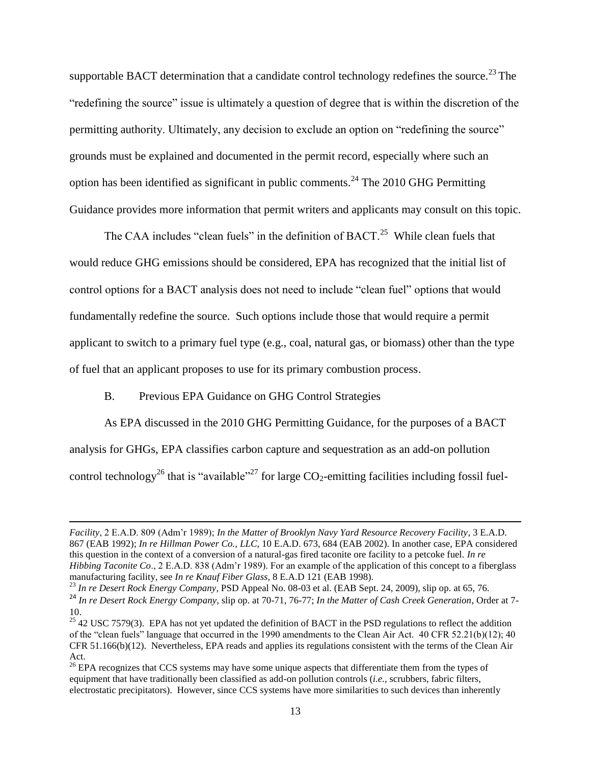supportable BACT determination that a candidate control technology redefines the source.[23] The "redefining the source" issue is ultimately a question of degree that is within the discretion of the permitting authority. Ultimately, any decision to exclude an option on "redefining the source" grounds must be explained and documented in the permit record, especially where such an option has been identified as significant in public comments.[24] The 2010 GHG Permitting Guidance provides more information that permit writers and applicants may consult on this topic.

The CAA includes "clean fuels" in the definition of BACT.[25] While clean fuels that would reduce GHG emissions should be considered, EPA has recognized that the initial list of control options for a BACT analysis does not need to include "clean fuel" options that would fundamentally redefine the source. Such options include those that would require a permit applicant to switch to a primary fuel type (e.g., coal, natural gas, or biomass) other than the type of fuel that an applicant proposes to use for its primary combustion process.

B. Previous EPA Guidance on GHG Control Strategies

As EPA discussed in the 2010 GHG Permitting Guidance, for the purposes of a BACT analysis for GHGs, EPA classifies carbon capture and sequestration as an add-on pollution control technology[26] that is "available"[27] for large $CO_2$-emitting facilities including fossil fuel-

---

*Facility*, 2 E.A.D. 809 (Adm'r 1989); *In the Matter of Brooklyn Navy Yard Resource Recovery Facility*, 3 E.A.D. 867 (EAB 1992); *In re Hillman Power Co., LLC*, 10 E.A.D. 673, 684 (EAB 2002). In another case, EPA considered this question in the context of a conversion of a natural-gas fired taconite ore facility to a petcoke fuel. *In re Hibbing Taconite Co*., 2 E.A.D. 838 (Adm'r 1989). For an example of the application of this concept to a fiberglass manufacturing facility, see *In re Knauf Fiber Glass*, 8 E.A.D 121 (EAB 1998).

[23] *In re Desert Rock Energy Company*, PSD Appeal No. 08-03 et al. (EAB Sept. 24, 2009), slip op. at 65, 76.

[24] *In re Desert Rock Energy Company*, slip op. at 70-71, 76-77; *In the Matter of Cash Creek Generation*, Order at 7-10.

[25] 42 USC 7579(3). EPA has not yet updated the definition of BACT in the PSD regulations to reflect the addition of the "clean fuels" language that occurred in the 1990 amendments to the Clean Air Act. 40 CFR 52.21(b)(12); 40 CFR 51.166(b)(12). Nevertheless, EPA reads and applies its regulations consistent with the terms of the Clean Air Act.

[26] EPA recognizes that CCS systems may have some unique aspects that differentiate them from the types of equipment that have traditionally been classified as add-on pollution controls (*i.e.*, scrubbers, fabric filters, electrostatic precipitators). However, since CCS systems have more similarities to such devices than inherently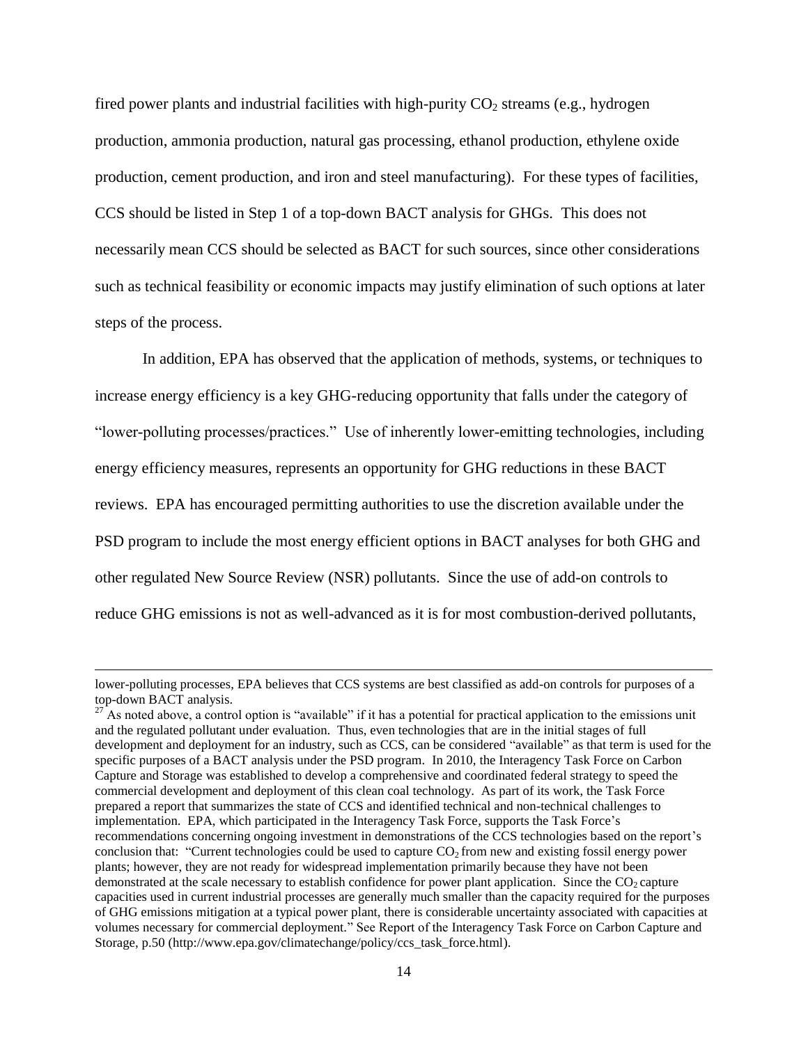fired power plants and industrial facilities with high-purity $CO_2$ streams (e.g., hydrogen production, ammonia production, natural gas processing, ethanol production, ethylene oxide production, cement production, and iron and steel manufacturing). For these types of facilities, CCS should be listed in Step 1 of a top-down BACT analysis for GHGs. This does not necessarily mean CCS should be selected as BACT for such sources, since other considerations such as technical feasibility or economic impacts may justify elimination of such options at later steps of the process.

In addition, EPA has observed that the application of methods, systems, or techniques to increase energy efficiency is a key GHG-reducing opportunity that falls under the category of "lower-polluting processes/practices." Use of inherently lower-emitting technologies, including energy efficiency measures, represents an opportunity for GHG reductions in these BACT reviews. EPA has encouraged permitting authorities to use the discretion available under the PSD program to include the most energy efficient options in BACT analyses for both GHG and other regulated New Source Review (NSR) pollutants. Since the use of add-on controls to reduce GHG emissions is not as well-advanced as it is for most combustion-derived pollutants,

---

lower-polluting processes, EPA believes that CCS systems are best classified as add-on controls for purposes of a top-down BACT analysis.

[27] As noted above, a control option is "available" if it has a potential for practical application to the emissions unit and the regulated pollutant under evaluation. Thus, even technologies that are in the initial stages of full development and deployment for an industry, such as CCS, can be considered "available" as that term is used for the specific purposes of a BACT analysis under the PSD program. In 2010, the Interagency Task Force on Carbon Capture and Storage was established to develop a comprehensive and coordinated federal strategy to speed the commercial development and deployment of this clean coal technology. As part of its work, the Task Force prepared a report that summarizes the state of CCS and identified technical and non-technical challenges to implementation. EPA, which participated in the Interagency Task Force, supports the Task Force's recommendations concerning ongoing investment in demonstrations of the CCS technologies based on the report's conclusion that: "Current technologies could be used to capture $CO_2$ from new and existing fossil energy power plants; however, they are not ready for widespread implementation primarily because they have not been demonstrated at the scale necessary to establish confidence for power plant application. Since the $CO_2$ capture capacities used in current industrial processes are generally much smaller than the capacity required for the purposes of GHG emissions mitigation at a typical power plant, there is considerable uncertainty associated with capacities at volumes necessary for commercial deployment." See Report of the Interagency Task Force on Carbon Capture and Storage, p.50 (http://www.epa.gov/climatechange/policy/ccs_task_force.html).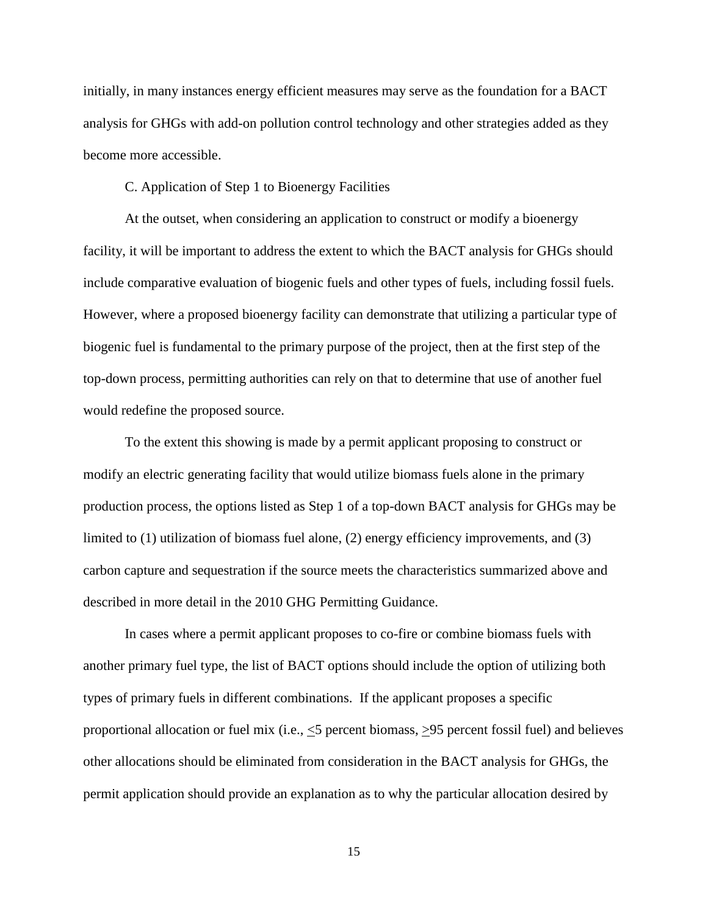initially, in many instances energy efficient measures may serve as the foundation for a BACT analysis for GHGs with add-on pollution control technology and other strategies added as they become more accessible.

C. Application of Step 1 to Bioenergy Facilities

At the outset, when considering an application to construct or modify a bioenergy facility, it will be important to address the extent to which the BACT analysis for GHGs should include comparative evaluation of biogenic fuels and other types of fuels, including fossil fuels. However, where a proposed bioenergy facility can demonstrate that utilizing a particular type of biogenic fuel is fundamental to the primary purpose of the project, then at the first step of the top-down process, permitting authorities can rely on that to determine that use of another fuel would redefine the proposed source.

To the extent this showing is made by a permit applicant proposing to construct or modify an electric generating facility that would utilize biomass fuels alone in the primary production process, the options listed as Step 1 of a top-down BACT analysis for GHGs may be limited to (1) utilization of biomass fuel alone, (2) energy efficiency improvements, and (3) carbon capture and sequestration if the source meets the characteristics summarized above and described in more detail in the 2010 GHG Permitting Guidance.

In cases where a permit applicant proposes to co-fire or combine biomass fuels with another primary fuel type, the list of BACT options should include the option of utilizing both types of primary fuels in different combinations. If the applicant proposes a specific proportional allocation or fuel mix (i.e., $\leq$5 percent biomass, $\geq$95 percent fossil fuel) and believes other allocations should be eliminated from consideration in the BACT analysis for GHGs, the permit application should provide an explanation as to why the particular allocation desired by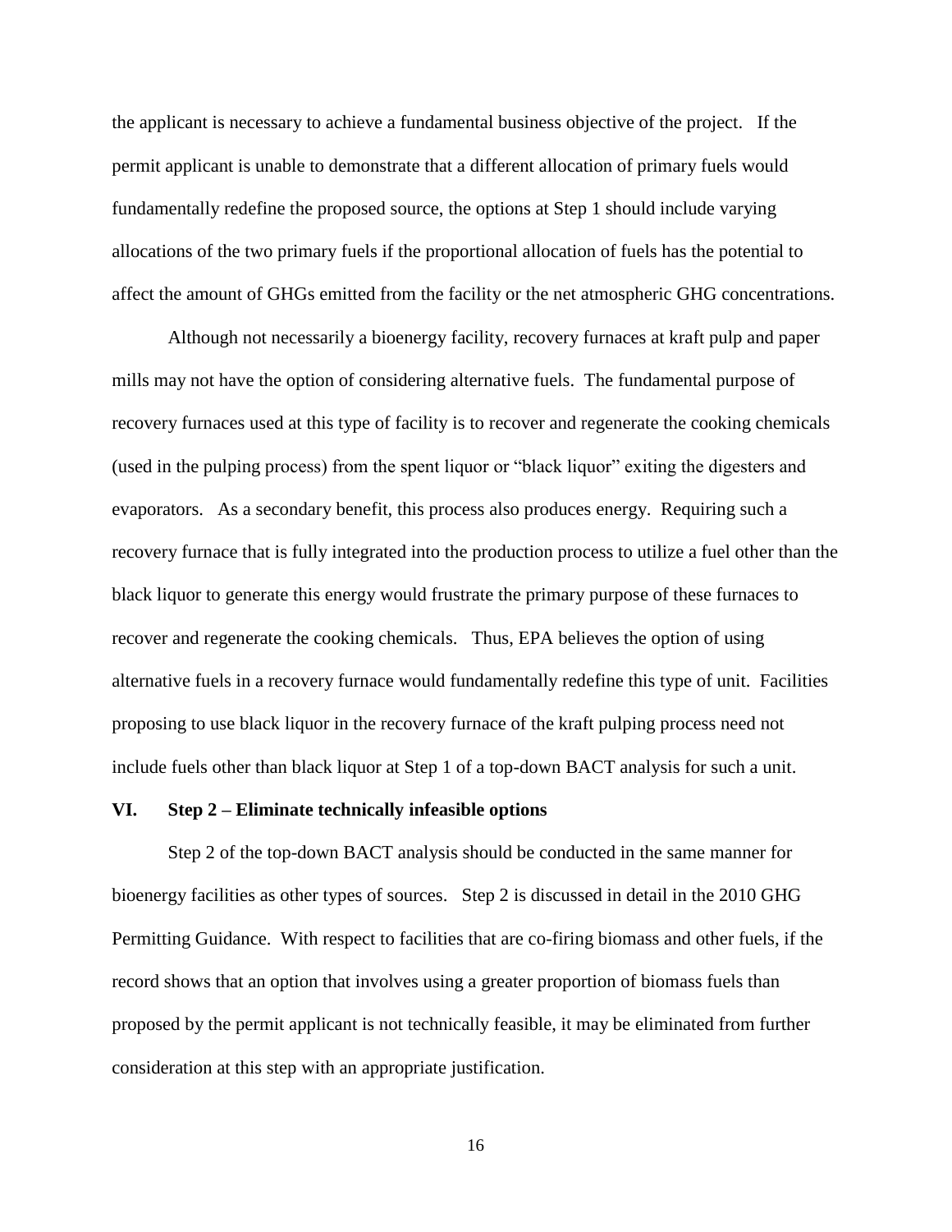the applicant is necessary to achieve a fundamental business objective of the project. If the permit applicant is unable to demonstrate that a different allocation of primary fuels would fundamentally redefine the proposed source, the options at Step 1 should include varying allocations of the two primary fuels if the proportional allocation of fuels has the potential to affect the amount of GHGs emitted from the facility or the net atmospheric GHG concentrations.

Although not necessarily a bioenergy facility, recovery furnaces at kraft pulp and paper mills may not have the option of considering alternative fuels. The fundamental purpose of recovery furnaces used at this type of facility is to recover and regenerate the cooking chemicals (used in the pulping process) from the spent liquor or "black liquor" exiting the digesters and evaporators. As a secondary benefit, this process also produces energy. Requiring such a recovery furnace that is fully integrated into the production process to utilize a fuel other than the black liquor to generate this energy would frustrate the primary purpose of these furnaces to recover and regenerate the cooking chemicals. Thus, EPA believes the option of using alternative fuels in a recovery furnace would fundamentally redefine this type of unit. Facilities proposing to use black liquor in the recovery furnace of the kraft pulping process need not include fuels other than black liquor at Step 1 of a top-down BACT analysis for such a unit.

## VI. Step 2 – Eliminate technically infeasible options

Step 2 of the top-down BACT analysis should be conducted in the same manner for bioenergy facilities as other types of sources. Step 2 is discussed in detail in the 2010 GHG Permitting Guidance. With respect to facilities that are co-firing biomass and other fuels, if the record shows that an option that involves using a greater proportion of biomass fuels than proposed by the permit applicant is not technically feasible, it may be eliminated from further consideration at this step with an appropriate justification.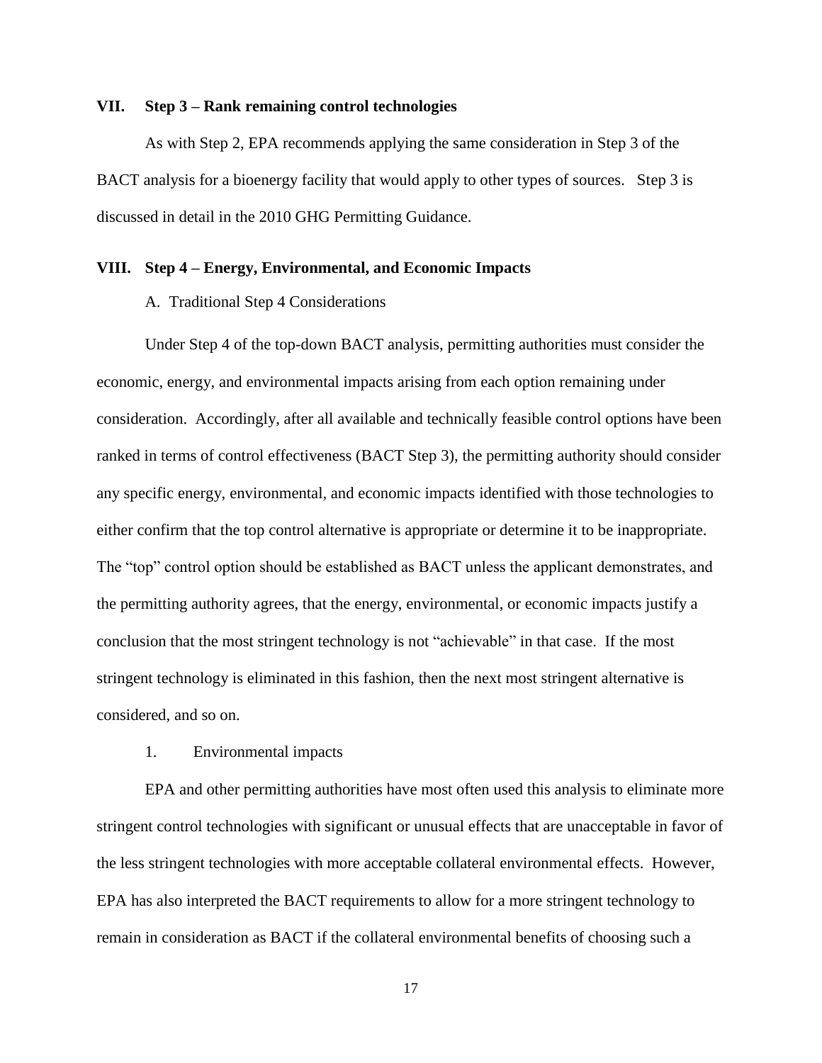## VII. Step 3 – Rank remaining control technologies

As with Step 2, EPA recommends applying the same consideration in Step 3 of the BACT analysis for a bioenergy facility that would apply to other types of sources. Step 3 is discussed in detail in the 2010 GHG Permitting Guidance.

## VIII. Step 4 – Energy, Environmental, and Economic Impacts

### A. Traditional Step 4 Considerations

Under Step 4 of the top-down BACT analysis, permitting authorities must consider the economic, energy, and environmental impacts arising from each option remaining under consideration. Accordingly, after all available and technically feasible control options have been ranked in terms of control effectiveness (BACT Step 3), the permitting authority should consider any specific energy, environmental, and economic impacts identified with those technologies to either confirm that the top control alternative is appropriate or determine it to be inappropriate. The "top" control option should be established as BACT unless the applicant demonstrates, and the permitting authority agrees, that the energy, environmental, or economic impacts justify a conclusion that the most stringent technology is not "achievable" in that case. If the most stringent technology is eliminated in this fashion, then the next most stringent alternative is considered, and so on.

#### 1. Environmental impacts

EPA and other permitting authorities have most often used this analysis to eliminate more stringent control technologies with significant or unusual effects that are unacceptable in favor of the less stringent technologies with more acceptable collateral environmental effects. However, EPA has also interpreted the BACT requirements to allow for a more stringent technology to remain in consideration as BACT if the collateral environmental benefits of choosing such a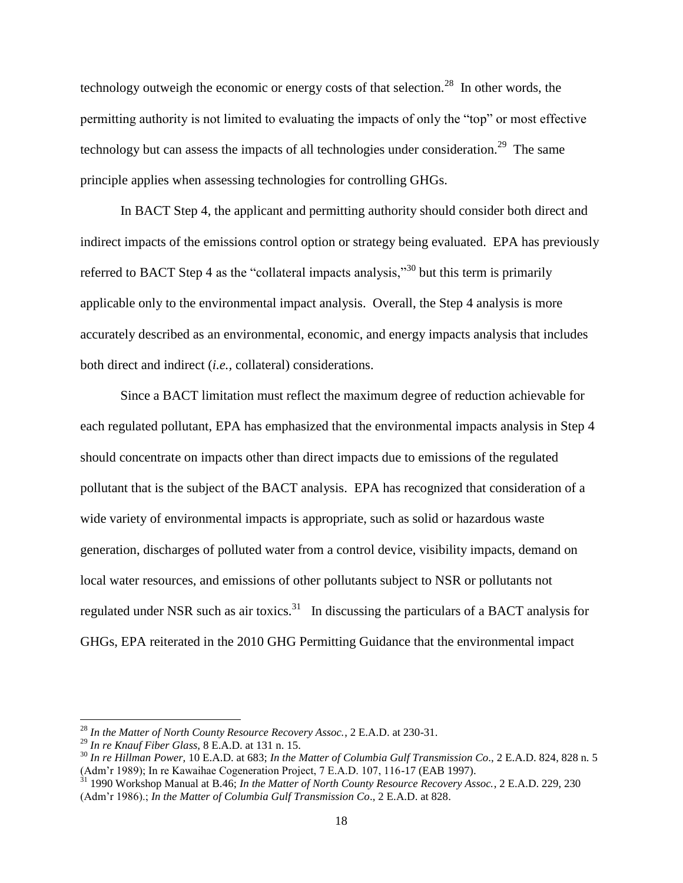technology outweigh the economic or energy costs of that selection.[28] In other words, the permitting authority is not limited to evaluating the impacts of only the "top" or most effective technology but can assess the impacts of all technologies under consideration.[29] The same principle applies when assessing technologies for controlling GHGs.

In BACT Step 4, the applicant and permitting authority should consider both direct and indirect impacts of the emissions control option or strategy being evaluated. EPA has previously referred to BACT Step 4 as the "collateral impacts analysis,"[30] but this term is primarily applicable only to the environmental impact analysis. Overall, the Step 4 analysis is more accurately described as an environmental, economic, and energy impacts analysis that includes both direct and indirect (*i.e.,* collateral) considerations.

Since a BACT limitation must reflect the maximum degree of reduction achievable for each regulated pollutant, EPA has emphasized that the environmental impacts analysis in Step 4 should concentrate on impacts other than direct impacts due to emissions of the regulated pollutant that is the subject of the BACT analysis. EPA has recognized that consideration of a wide variety of environmental impacts is appropriate, such as solid or hazardous waste generation, discharges of polluted water from a control device, visibility impacts, demand on local water resources, and emissions of other pollutants subject to NSR or pollutants not regulated under NSR such as air toxics.[31] In discussing the particulars of a BACT analysis for GHGs, EPA reiterated in the 2010 GHG Permitting Guidance that the environmental impact

---

[28] *In the Matter of North County Resource Recovery Assoc.*, 2 E.A.D. at 230-31.

[29] *In re Knauf Fiber Glass,* 8 E.A.D. at 131 n. 15.

[30] *In re Hillman Power,* 10 E.A.D. at 683; *In the Matter of Columbia Gulf Transmission Co.,* 2 E.A.D. 824, 828 n. 5 (Adm'r 1989); In re Kawaihae Cogeneration Project, 7 E.A.D. 107, 116-17 (EAB 1997).

[31] 1990 Workshop Manual at B.46; *In the Matter of North County Resource Recovery Assoc.*, 2 E.A.D. 229, 230 (Adm'r 1986).; *In the Matter of Columbia Gulf Transmission Co*., 2 E.A.D. at 828.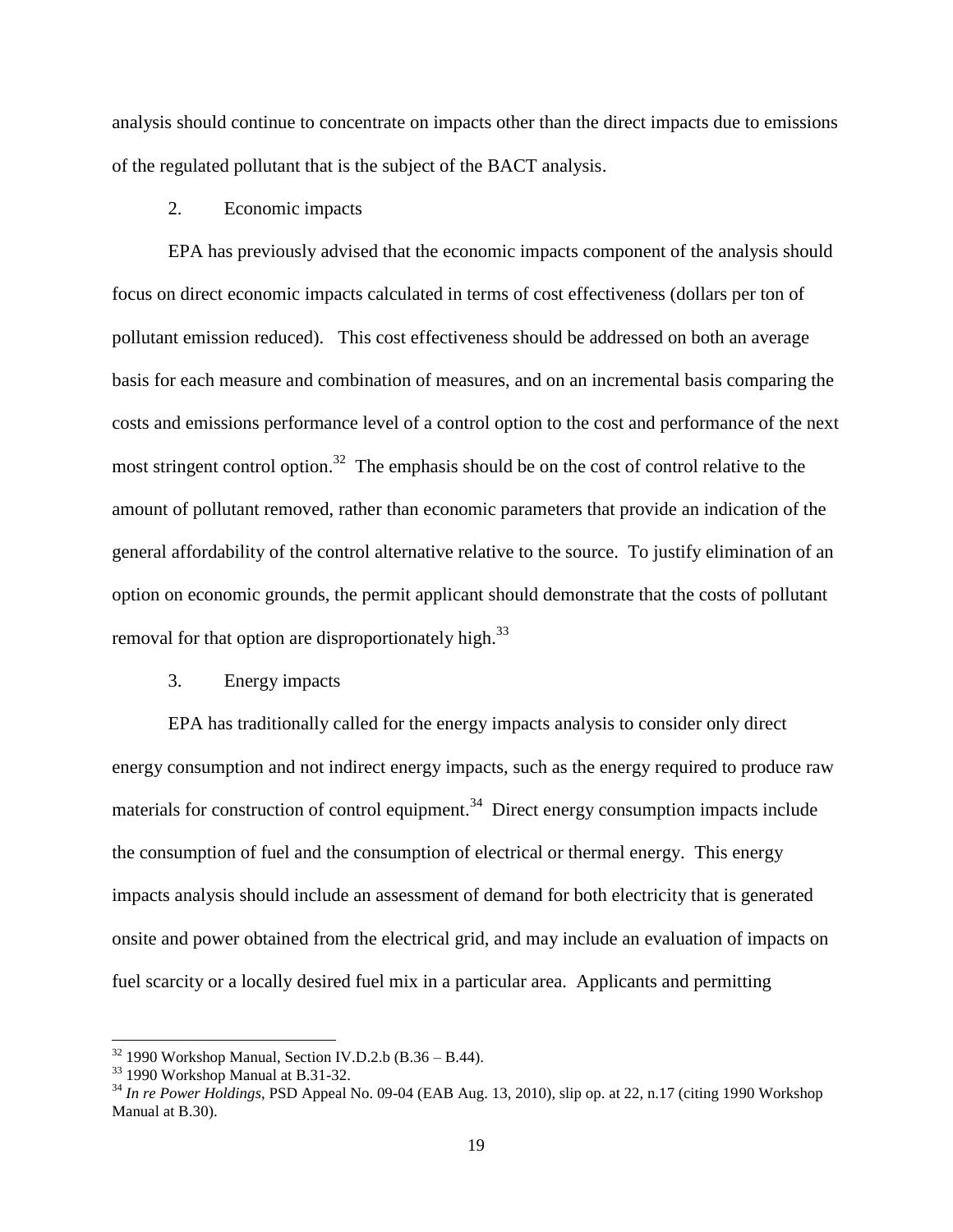analysis should continue to concentrate on impacts other than the direct impacts due to emissions of the regulated pollutant that is the subject of the BACT analysis.

2. Economic impacts

EPA has previously advised that the economic impacts component of the analysis should focus on direct economic impacts calculated in terms of cost effectiveness (dollars per ton of pollutant emission reduced). This cost effectiveness should be addressed on both an average basis for each measure and combination of measures, and on an incremental basis comparing the costs and emissions performance level of a control option to the cost and performance of the next most stringent control option.[32] The emphasis should be on the cost of control relative to the amount of pollutant removed, rather than economic parameters that provide an indication of the general affordability of the control alternative relative to the source. To justify elimination of an option on economic grounds, the permit applicant should demonstrate that the costs of pollutant removal for that option are disproportionately high.[33]

3. Energy impacts

EPA has traditionally called for the energy impacts analysis to consider only direct energy consumption and not indirect energy impacts, such as the energy required to produce raw materials for construction of control equipment.[34] Direct energy consumption impacts include the consumption of fuel and the consumption of electrical or thermal energy. This energy impacts analysis should include an assessment of demand for both electricity that is generated onsite and power obtained from the electrical grid, and may include an evaluation of impacts on fuel scarcity or a locally desired fuel mix in a particular area. Applicants and permitting

---

[32] 1990 Workshop Manual, Section IV.D.2.b (B.36 – B.44).

[33] 1990 Workshop Manual at B.31-32.

[34] *In re Power Holdings*, PSD Appeal No. 09-04 (EAB Aug. 13, 2010), slip op. at 22, n.17 (citing 1990 Workshop Manual at B.30).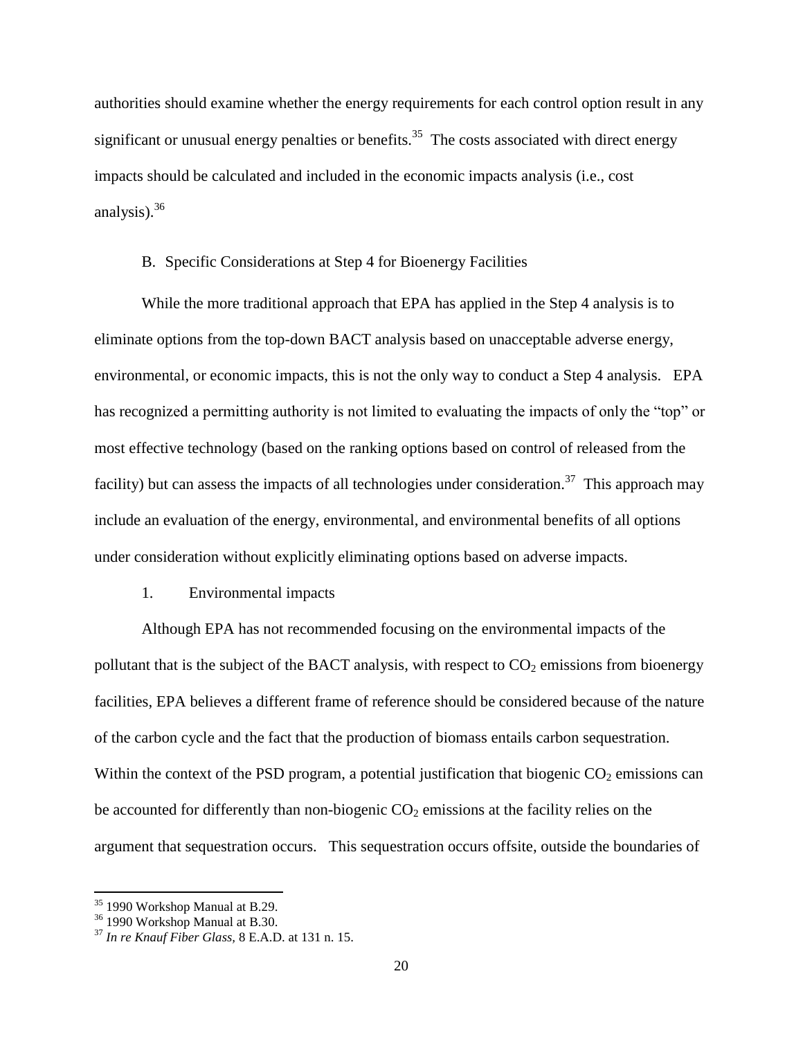authorities should examine whether the energy requirements for each control option result in any significant or unusual energy penalties or benefits.[35] The costs associated with direct energy impacts should be calculated and included in the economic impacts analysis (i.e., cost analysis).[36]

### B. Specific Considerations at Step 4 for Bioenergy Facilities

While the more traditional approach that EPA has applied in the Step 4 analysis is to eliminate options from the top-down BACT analysis based on unacceptable adverse energy, environmental, or economic impacts, this is not the only way to conduct a Step 4 analysis. EPA has recognized a permitting authority is not limited to evaluating the impacts of only the "top" or most effective technology (based on the ranking options based on control of released from the facility) but can assess the impacts of all technologies under consideration.[37] This approach may include an evaluation of the energy, environmental, and environmental benefits of all options under consideration without explicitly eliminating options based on adverse impacts.

#### 1. Environmental impacts

Although EPA has not recommended focusing on the environmental impacts of the pollutant that is the subject of the BACT analysis, with respect to $CO_2$ emissions from bioenergy facilities, EPA believes a different frame of reference should be considered because of the nature of the carbon cycle and the fact that the production of biomass entails carbon sequestration. Within the context of the PSD program, a potential justification that biogenic $CO_2$ emissions can be accounted for differently than non-biogenic $CO_2$ emissions at the facility relies on the argument that sequestration occurs. This sequestration occurs offsite, outside the boundaries of

---

[35] 1990 Workshop Manual at B.29.

[36] 1990 Workshop Manual at B.30.

[37] *In re Knauf Fiber Glass*, 8 E.A.D. at 131 n. 15.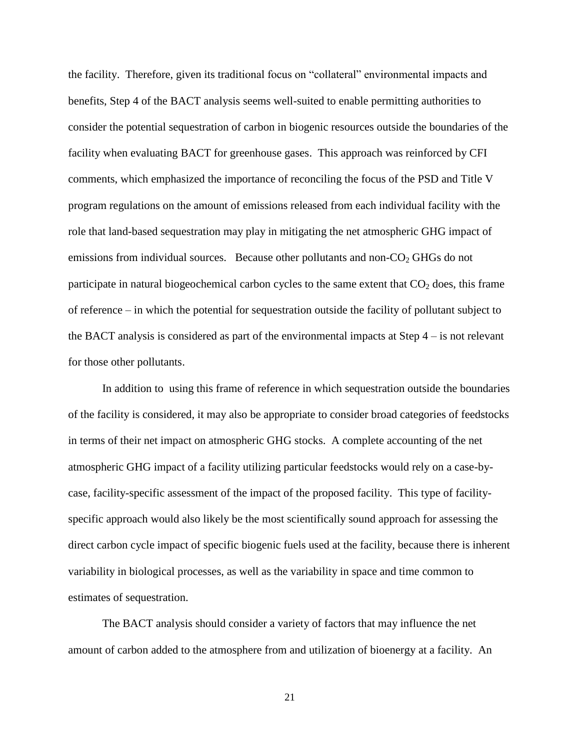the facility. Therefore, given its traditional focus on "collateral" environmental impacts and benefits, Step 4 of the BACT analysis seems well-suited to enable permitting authorities to consider the potential sequestration of carbon in biogenic resources outside the boundaries of the facility when evaluating BACT for greenhouse gases. This approach was reinforced by CFI comments, which emphasized the importance of reconciling the focus of the PSD and Title V program regulations on the amount of emissions released from each individual facility with the role that land-based sequestration may play in mitigating the net atmospheric GHG impact of emissions from individual sources. Because other pollutants and non-$CO_2$ GHGs do not participate in natural biogeochemical carbon cycles to the same extent that $CO_2$ does, this frame of reference – in which the potential for sequestration outside the facility of pollutant subject to the BACT analysis is considered as part of the environmental impacts at Step 4 – is not relevant for those other pollutants.

In addition to using this frame of reference in which sequestration outside the boundaries of the facility is considered, it may also be appropriate to consider broad categories of feedstocks in terms of their net impact on atmospheric GHG stocks. A complete accounting of the net atmospheric GHG impact of a facility utilizing particular feedstocks would rely on a case-by-case, facility-specific assessment of the impact of the proposed facility. This type of facility-specific approach would also likely be the most scientifically sound approach for assessing the direct carbon cycle impact of specific biogenic fuels used at the facility, because there is inherent variability in biological processes, as well as the variability in space and time common to estimates of sequestration.

The BACT analysis should consider a variety of factors that may influence the net amount of carbon added to the atmosphere from and utilization of bioenergy at a facility. An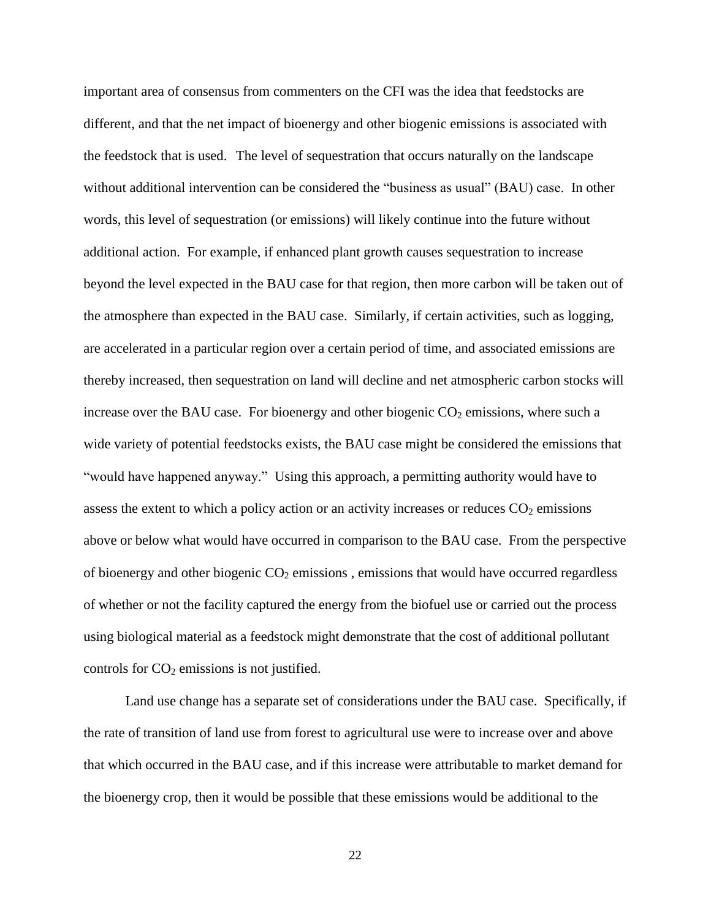important area of consensus from commenters on the CFI was the idea that feedstocks are different, and that the net impact of bioenergy and other biogenic emissions is associated with the feedstock that is used. The level of sequestration that occurs naturally on the landscape without additional intervention can be considered the "business as usual" (BAU) case. In other words, this level of sequestration (or emissions) will likely continue into the future without additional action. For example, if enhanced plant growth causes sequestration to increase beyond the level expected in the BAU case for that region, then more carbon will be taken out of the atmosphere than expected in the BAU case. Similarly, if certain activities, such as logging, are accelerated in a particular region over a certain period of time, and associated emissions are thereby increased, then sequestration on land will decline and net atmospheric carbon stocks will increase over the BAU case. For bioenergy and other biogenic $CO_2$ emissions, where such a wide variety of potential feedstocks exists, the BAU case might be considered the emissions that "would have happened anyway." Using this approach, a permitting authority would have to assess the extent to which a policy action or an activity increases or reduces $CO_2$ emissions above or below what would have occurred in comparison to the BAU case. From the perspective of bioenergy and other biogenic $CO_2$ emissions , emissions that would have occurred regardless of whether or not the facility captured the energy from the biofuel use or carried out the process using biological material as a feedstock might demonstrate that the cost of additional pollutant controls for $CO_2$ emissions is not justified.

Land use change has a separate set of considerations under the BAU case. Specifically, if the rate of transition of land use from forest to agricultural use were to increase over and above that which occurred in the BAU case, and if this increase were attributable to market demand for the bioenergy crop, then it would be possible that these emissions would be additional to the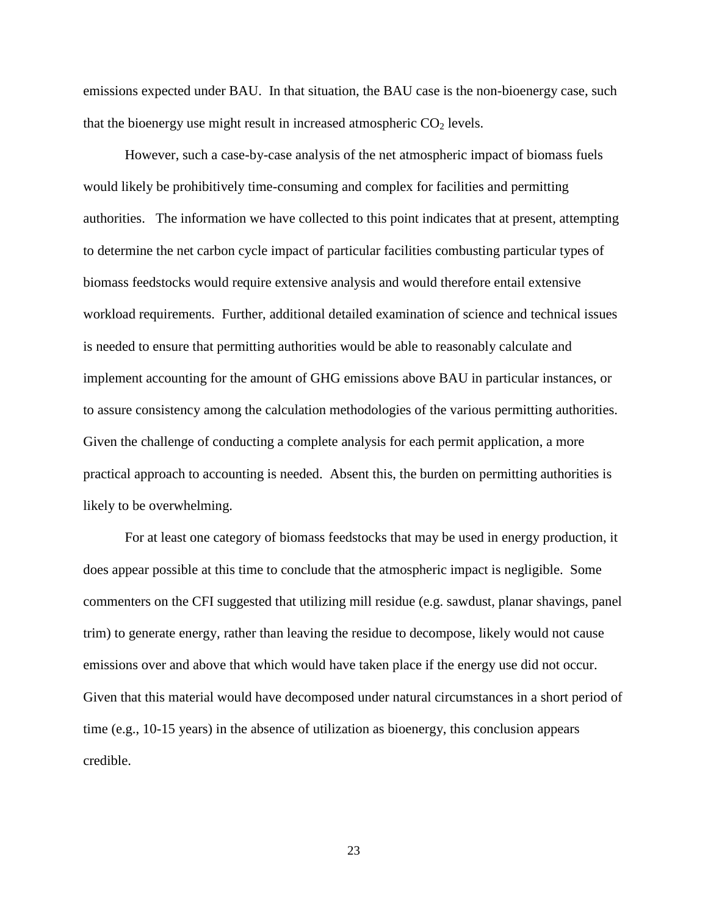emissions expected under BAU. In that situation, the BAU case is the non-bioenergy case, such that the bioenergy use might result in increased atmospheric $CO_2$ levels.

However, such a case-by-case analysis of the net atmospheric impact of biomass fuels would likely be prohibitively time-consuming and complex for facilities and permitting authorities. The information we have collected to this point indicates that at present, attempting to determine the net carbon cycle impact of particular facilities combusting particular types of biomass feedstocks would require extensive analysis and would therefore entail extensive workload requirements. Further, additional detailed examination of science and technical issues is needed to ensure that permitting authorities would be able to reasonably calculate and implement accounting for the amount of GHG emissions above BAU in particular instances, or to assure consistency among the calculation methodologies of the various permitting authorities. Given the challenge of conducting a complete analysis for each permit application, a more practical approach to accounting is needed. Absent this, the burden on permitting authorities is likely to be overwhelming.

For at least one category of biomass feedstocks that may be used in energy production, it does appear possible at this time to conclude that the atmospheric impact is negligible. Some commenters on the CFI suggested that utilizing mill residue (e.g. sawdust, planar shavings, panel trim) to generate energy, rather than leaving the residue to decompose, likely would not cause emissions over and above that which would have taken place if the energy use did not occur. Given that this material would have decomposed under natural circumstances in a short period of time (e.g., 10-15 years) in the absence of utilization as bioenergy, this conclusion appears credible.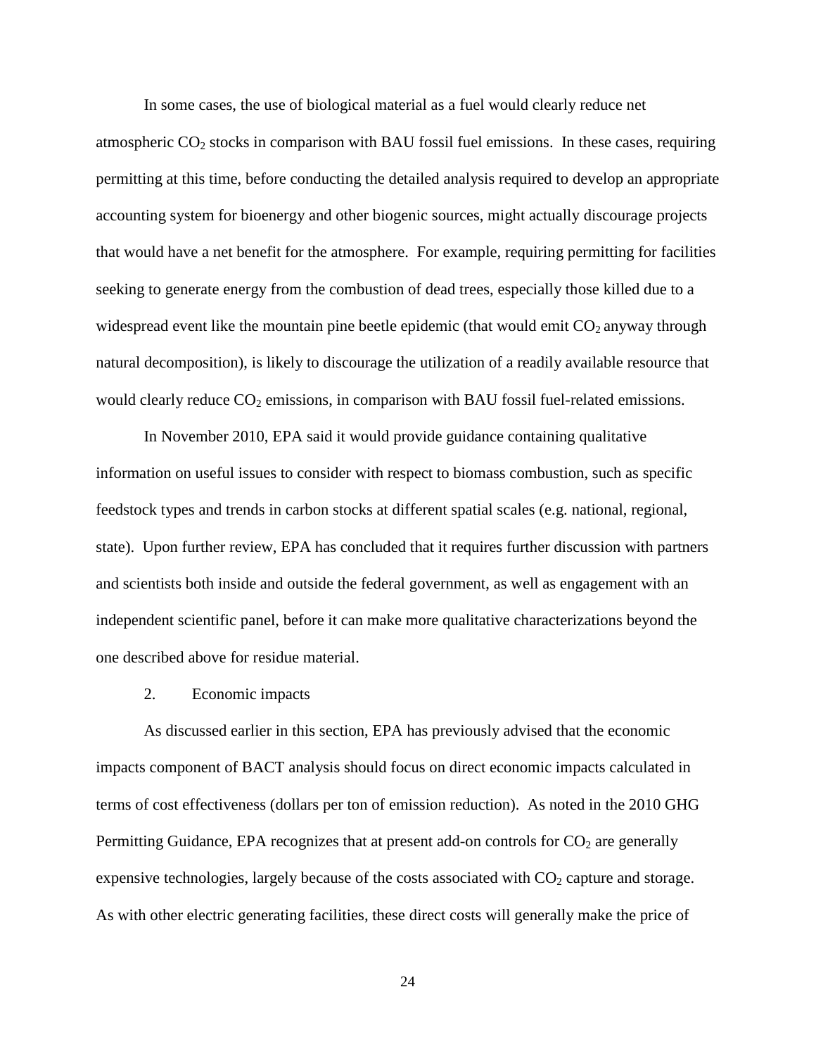In some cases, the use of biological material as a fuel would clearly reduce net atmospheric $CO_2$ stocks in comparison with BAU fossil fuel emissions. In these cases, requiring permitting at this time, before conducting the detailed analysis required to develop an appropriate accounting system for bioenergy and other biogenic sources, might actually discourage projects that would have a net benefit for the atmosphere. For example, requiring permitting for facilities seeking to generate energy from the combustion of dead trees, especially those killed due to a widespread event like the mountain pine beetle epidemic (that would emit $CO_2$ anyway through natural decomposition), is likely to discourage the utilization of a readily available resource that would clearly reduce $CO_2$ emissions, in comparison with BAU fossil fuel-related emissions.

In November 2010, EPA said it would provide guidance containing qualitative information on useful issues to consider with respect to biomass combustion, such as specific feedstock types and trends in carbon stocks at different spatial scales (e.g. national, regional, state). Upon further review, EPA has concluded that it requires further discussion with partners and scientists both inside and outside the federal government, as well as engagement with an independent scientific panel, before it can make more qualitative characterizations beyond the one described above for residue material.

2. Economic impacts

As discussed earlier in this section, EPA has previously advised that the economic impacts component of BACT analysis should focus on direct economic impacts calculated in terms of cost effectiveness (dollars per ton of emission reduction). As noted in the 2010 GHG Permitting Guidance, EPA recognizes that at present add-on controls for $CO_2$ are generally expensive technologies, largely because of the costs associated with $CO_2$ capture and storage. As with other electric generating facilities, these direct costs will generally make the price of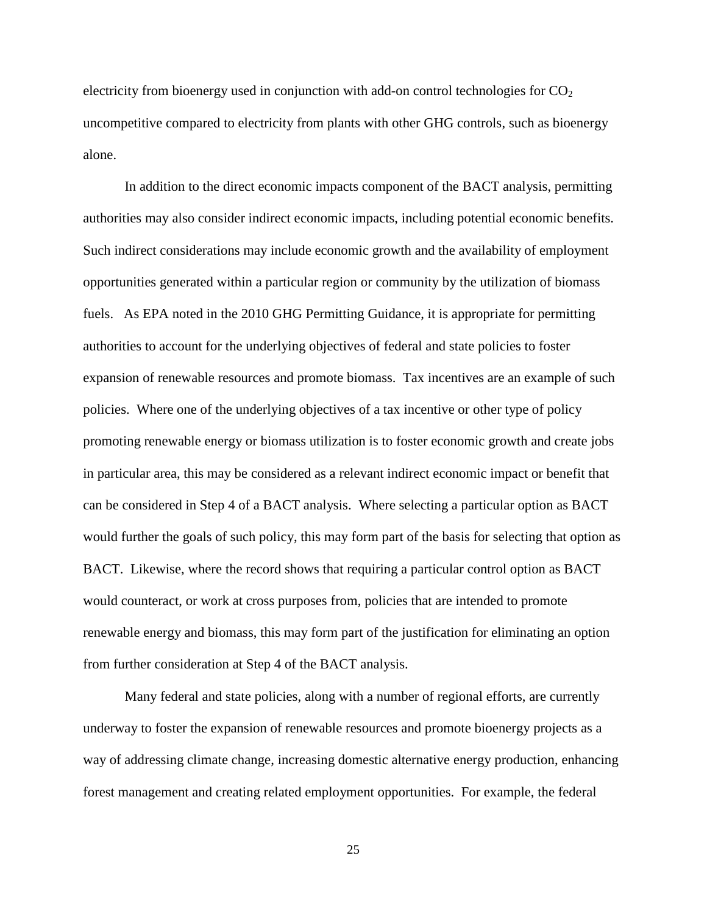electricity from bioenergy used in conjunction with add-on control technologies for $CO_2$ uncompetitive compared to electricity from plants with other GHG controls, such as bioenergy alone.

In addition to the direct economic impacts component of the BACT analysis, permitting authorities may also consider indirect economic impacts, including potential economic benefits. Such indirect considerations may include economic growth and the availability of employment opportunities generated within a particular region or community by the utilization of biomass fuels. As EPA noted in the 2010 GHG Permitting Guidance, it is appropriate for permitting authorities to account for the underlying objectives of federal and state policies to foster expansion of renewable resources and promote biomass. Tax incentives are an example of such policies. Where one of the underlying objectives of a tax incentive or other type of policy promoting renewable energy or biomass utilization is to foster economic growth and create jobs in particular area, this may be considered as a relevant indirect economic impact or benefit that can be considered in Step 4 of a BACT analysis. Where selecting a particular option as BACT would further the goals of such policy, this may form part of the basis for selecting that option as BACT. Likewise, where the record shows that requiring a particular control option as BACT would counteract, or work at cross purposes from, policies that are intended to promote renewable energy and biomass, this may form part of the justification for eliminating an option from further consideration at Step 4 of the BACT analysis.

Many federal and state policies, along with a number of regional efforts, are currently underway to foster the expansion of renewable resources and promote bioenergy projects as a way of addressing climate change, increasing domestic alternative energy production, enhancing forest management and creating related employment opportunities. For example, the federal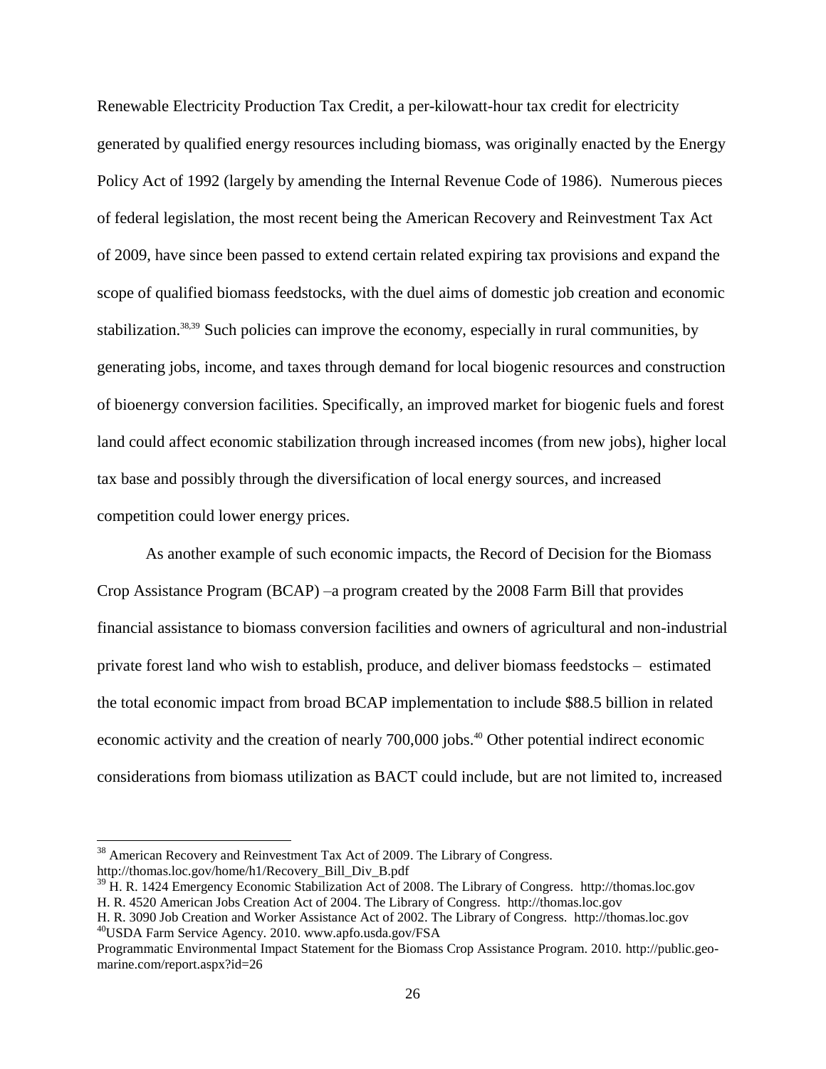Renewable Electricity Production Tax Credit, a per-kilowatt-hour tax credit for electricity generated by qualified energy resources including biomass, was originally enacted by the Energy Policy Act of 1992 (largely by amending the Internal Revenue Code of 1986). Numerous pieces of federal legislation, the most recent being the American Recovery and Reinvestment Tax Act of 2009, have since been passed to extend certain related expiring tax provisions and expand the scope of qualified biomass feedstocks, with the duel aims of domestic job creation and economic stabilization.[38,39] Such policies can improve the economy, especially in rural communities, by generating jobs, income, and taxes through demand for local biogenic resources and construction of bioenergy conversion facilities. Specifically, an improved market for biogenic fuels and forest land could affect economic stabilization through increased incomes (from new jobs), higher local tax base and possibly through the diversification of local energy sources, and increased competition could lower energy prices.

As another example of such economic impacts, the Record of Decision for the Biomass Crop Assistance Program (BCAP) –a program created by the 2008 Farm Bill that provides financial assistance to biomass conversion facilities and owners of agricultural and non-industrial private forest land who wish to establish, produce, and deliver biomass feedstocks – estimated the total economic impact from broad BCAP implementation to include $88.5 billion in related economic activity and the creation of nearly 700,000 jobs.[40] Other potential indirect economic considerations from biomass utilization as BACT could include, but are not limited to, increased

---

[38] American Recovery and Reinvestment Tax Act of 2009. The Library of Congress. http://thomas.loc.gov/home/h1/Recovery_Bill_Div_B.pdf

[39] H. R. 1424 Emergency Economic Stabilization Act of 2008. The Library of Congress. http://thomas.loc.gov
H. R. 4520 American Jobs Creation Act of 2004. The Library of Congress. http://thomas.loc.gov
H. R. 3090 Job Creation and Worker Assistance Act of 2002. The Library of Congress. http://thomas.loc.gov

[40] USDA Farm Service Agency. 2010. www.apfo.usda.gov/FSA
Programmatic Environmental Impact Statement for the Biomass Crop Assistance Program. 2010. http://public.geo-marine.com/report.aspx?id=26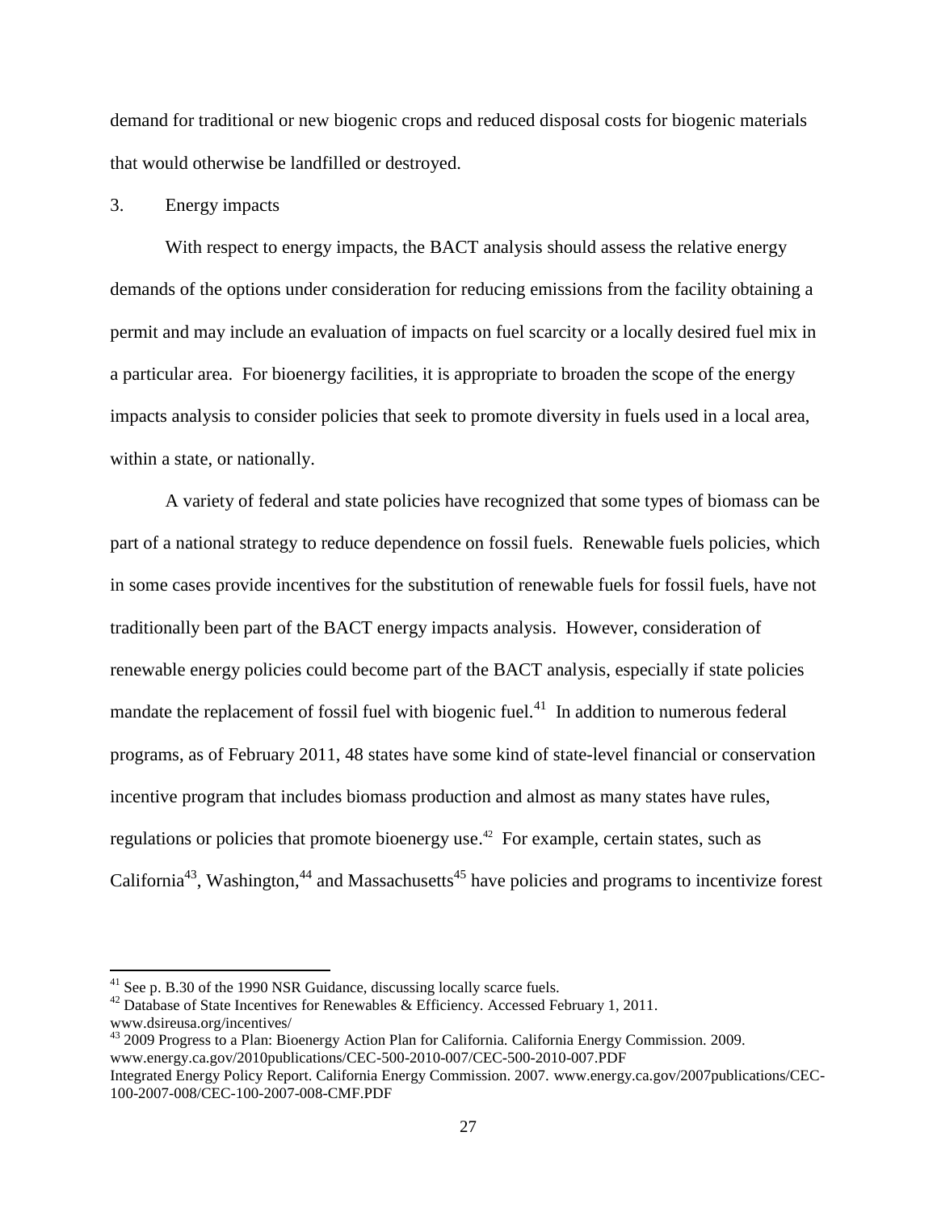demand for traditional or new biogenic crops and reduced disposal costs for biogenic materials that would otherwise be landfilled or destroyed.

3. Energy impacts

With respect to energy impacts, the BACT analysis should assess the relative energy demands of the options under consideration for reducing emissions from the facility obtaining a permit and may include an evaluation of impacts on fuel scarcity or a locally desired fuel mix in a particular area. For bioenergy facilities, it is appropriate to broaden the scope of the energy impacts analysis to consider policies that seek to promote diversity in fuels used in a local area, within a state, or nationally.

A variety of federal and state policies have recognized that some types of biomass can be part of a national strategy to reduce dependence on fossil fuels. Renewable fuels policies, which in some cases provide incentives for the substitution of renewable fuels for fossil fuels, have not traditionally been part of the BACT energy impacts analysis. However, consideration of renewable energy policies could become part of the BACT analysis, especially if state policies mandate the replacement of fossil fuel with biogenic fuel.[41] In addition to numerous federal programs, as of February 2011, 48 states have some kind of state-level financial or conservation incentive program that includes biomass production and almost as many states have rules, regulations or policies that promote bioenergy use.[42] For example, certain states, such as California[43], Washington,[44] and Massachusetts[45] have policies and programs to incentivize forest

[41] See p. B.30 of the 1990 NSR Guidance, discussing locally scarce fuels.

[42] Database of State Incentives for Renewables & Efficiency. Accessed February 1, 2011. www.dsireusa.org/incentives/

[43] 2009 Progress to a Plan: Bioenergy Action Plan for California. California Energy Commission. 2009. www.energy.ca.gov/2010publications/CEC-500-2010-007/CEC-500-2010-007.PDF
Integrated Energy Policy Report. California Energy Commission. 2007. www.energy.ca.gov/2007publications/CEC-100-2007-008/CEC-100-2007-008-CMF.PDF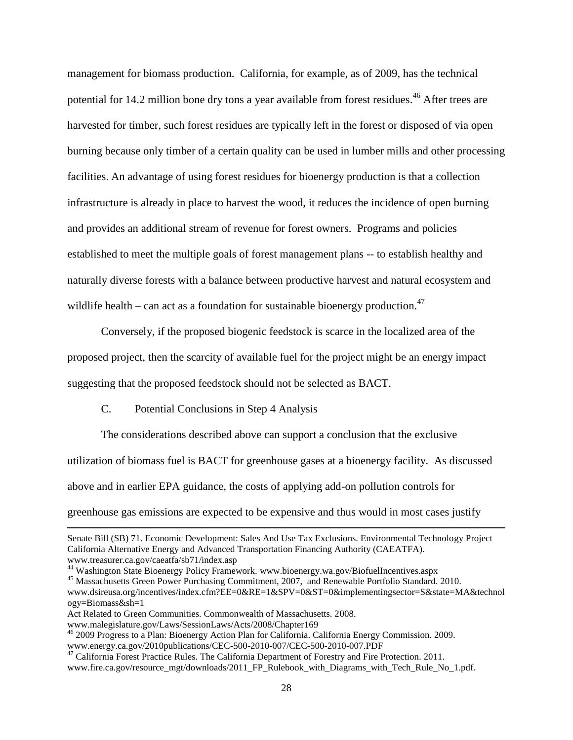management for biomass production. California, for example, as of 2009, has the technical potential for 14.2 million bone dry tons a year available from forest residues.[46] After trees are harvested for timber, such forest residues are typically left in the forest or disposed of via open burning because only timber of a certain quality can be used in lumber mills and other processing facilities. An advantage of using forest residues for bioenergy production is that a collection infrastructure is already in place to harvest the wood, it reduces the incidence of open burning and provides an additional stream of revenue for forest owners. Programs and policies established to meet the multiple goals of forest management plans -- to establish healthy and naturally diverse forests with a balance between productive harvest and natural ecosystem and wildlife health – can act as a foundation for sustainable bioenergy production.[47]

Conversely, if the proposed biogenic feedstock is scarce in the localized area of the proposed project, then the scarcity of available fuel for the project might be an energy impact suggesting that the proposed feedstock should not be selected as BACT.

C. Potential Conclusions in Step 4 Analysis

The considerations described above can support a conclusion that the exclusive utilization of biomass fuel is BACT for greenhouse gases at a bioenergy facility. As discussed above and in earlier EPA guidance, the costs of applying add-on pollution controls for greenhouse gas emissions are expected to be expensive and thus would in most cases justify

---

Senate Bill (SB) 71. Economic Development: Sales And Use Tax Exclusions. Environmental Technology Project California Alternative Energy and Advanced Transportation Financing Authority (CAEATFA). www.treasurer.ca.gov/caeatfa/sb71/index.asp

[44] Washington State Bioenergy Policy Framework. www.bioenergy.wa.gov/BiofuelIncentives.aspx

[45] Massachusetts Green Power Purchasing Commitment, 2007, and Renewable Portfolio Standard. 2010. www.dsireusa.org/incentives/index.cfm?EE=0&RE=1&SPV=0&ST=0&implementingsector=S&state=MA&technology=Biomass&sh=1

Act Related to Green Communities. Commonwealth of Massachusetts. 2008. www.malegislature.gov/Laws/SessionLaws/Acts/2008/Chapter169

[46] 2009 Progress to a Plan: Bioenergy Action Plan for California. California Energy Commission. 2009. www.energy.ca.gov/2010publications/CEC-500-2010-007/CEC-500-2010-007.PDF

[47] California Forest Practice Rules. The California Department of Forestry and Fire Protection. 2011. www.fire.ca.gov/resource_mgt/downloads/2011_FP_Rulebook_with_Diagrams_with_Tech_Rule_No_1.pdf.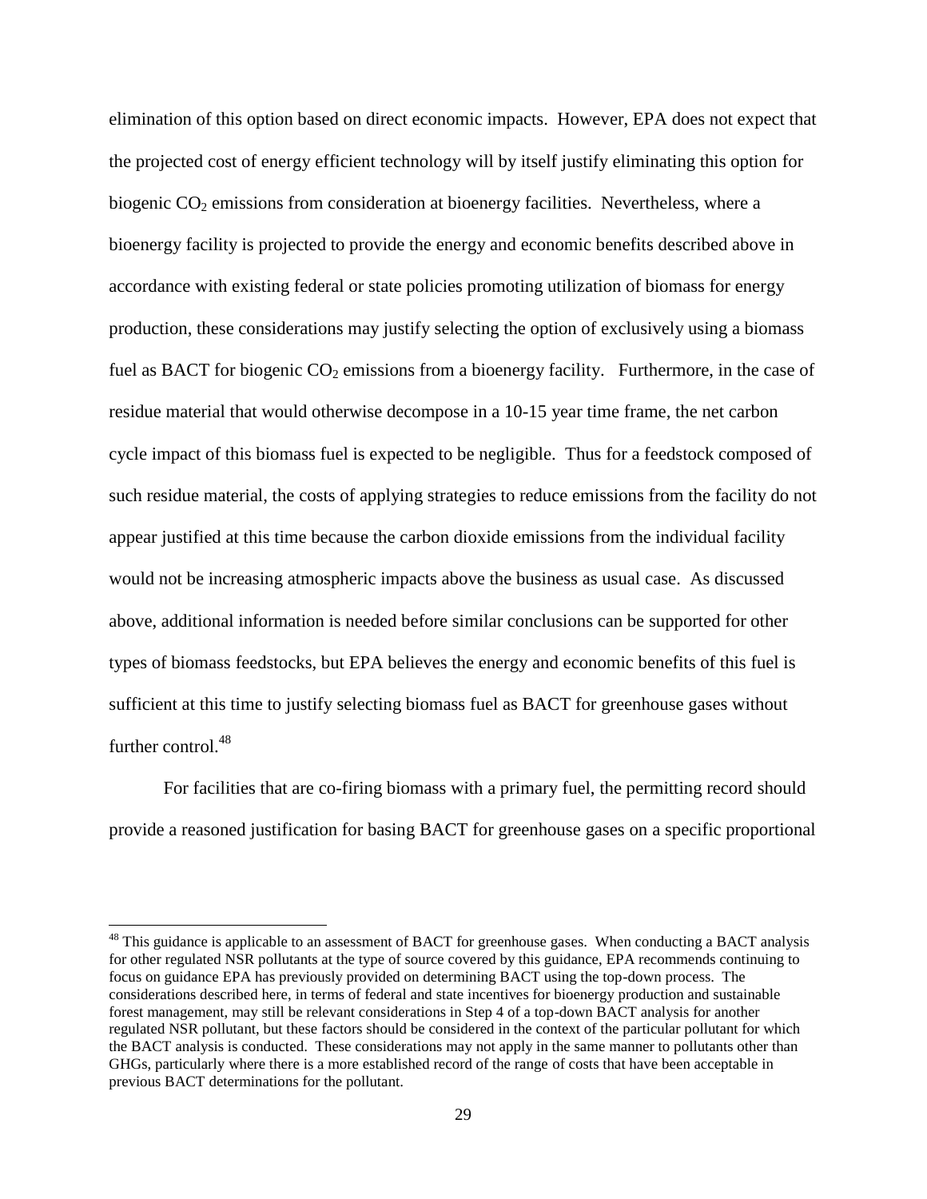elimination of this option based on direct economic impacts. However, EPA does not expect that the projected cost of energy efficient technology will by itself justify eliminating this option for biogenic $CO_2$ emissions from consideration at bioenergy facilities. Nevertheless, where a bioenergy facility is projected to provide the energy and economic benefits described above in accordance with existing federal or state policies promoting utilization of biomass for energy production, these considerations may justify selecting the option of exclusively using a biomass fuel as BACT for biogenic $CO_2$ emissions from a bioenergy facility. Furthermore, in the case of residue material that would otherwise decompose in a 10-15 year time frame, the net carbon cycle impact of this biomass fuel is expected to be negligible. Thus for a feedstock composed of such residue material, the costs of applying strategies to reduce emissions from the facility do not appear justified at this time because the carbon dioxide emissions from the individual facility would not be increasing atmospheric impacts above the business as usual case. As discussed above, additional information is needed before similar conclusions can be supported for other types of biomass feedstocks, but EPA believes the energy and economic benefits of this fuel is sufficient at this time to justify selecting biomass fuel as BACT for greenhouse gases without further control.[48]

For facilities that are co-firing biomass with a primary fuel, the permitting record should provide a reasoned justification for basing BACT for greenhouse gases on a specific proportional

[48] This guidance is applicable to an assessment of BACT for greenhouse gases. When conducting a BACT analysis for other regulated NSR pollutants at the type of source covered by this guidance, EPA recommends continuing to focus on guidance EPA has previously provided on determining BACT using the top-down process. The considerations described here, in terms of federal and state incentives for bioenergy production and sustainable forest management, may still be relevant considerations in Step 4 of a top-down BACT analysis for another regulated NSR pollutant, but these factors should be considered in the context of the particular pollutant for which the BACT analysis is conducted. These considerations may not apply in the same manner to pollutants other than GHGs, particularly where there is a more established record of the range of costs that have been acceptable in previous BACT determinations for the pollutant.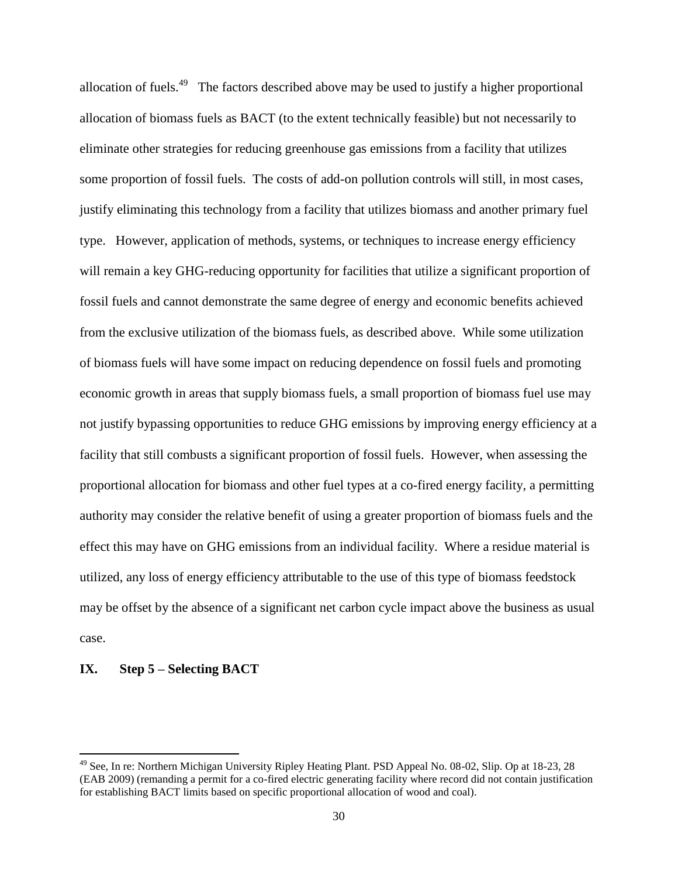allocation of fuels.[49] The factors described above may be used to justify a higher proportional allocation of biomass fuels as BACT (to the extent technically feasible) but not necessarily to eliminate other strategies for reducing greenhouse gas emissions from a facility that utilizes some proportion of fossil fuels. The costs of add-on pollution controls will still, in most cases, justify eliminating this technology from a facility that utilizes biomass and another primary fuel type. However, application of methods, systems, or techniques to increase energy efficiency will remain a key GHG-reducing opportunity for facilities that utilize a significant proportion of fossil fuels and cannot demonstrate the same degree of energy and economic benefits achieved from the exclusive utilization of the biomass fuels, as described above. While some utilization of biomass fuels will have some impact on reducing dependence on fossil fuels and promoting economic growth in areas that supply biomass fuels, a small proportion of biomass fuel use may not justify bypassing opportunities to reduce GHG emissions by improving energy efficiency at a facility that still combusts a significant proportion of fossil fuels. However, when assessing the proportional allocation for biomass and other fuel types at a co-fired energy facility, a permitting authority may consider the relative benefit of using a greater proportion of biomass fuels and the effect this may have on GHG emissions from an individual facility. Where a residue material is utilized, any loss of energy efficiency attributable to the use of this type of biomass feedstock may be offset by the absence of a significant net carbon cycle impact above the business as usual case.

## IX. Step 5 – Selecting BACT

---

[49] See, In re: Northern Michigan University Ripley Heating Plant. PSD Appeal No. 08-02, Slip. Op at 18-23, 28 (EAB 2009) (remanding a permit for a co-fired electric generating facility where record did not contain justification for establishing BACT limits based on specific proportional allocation of wood and coal).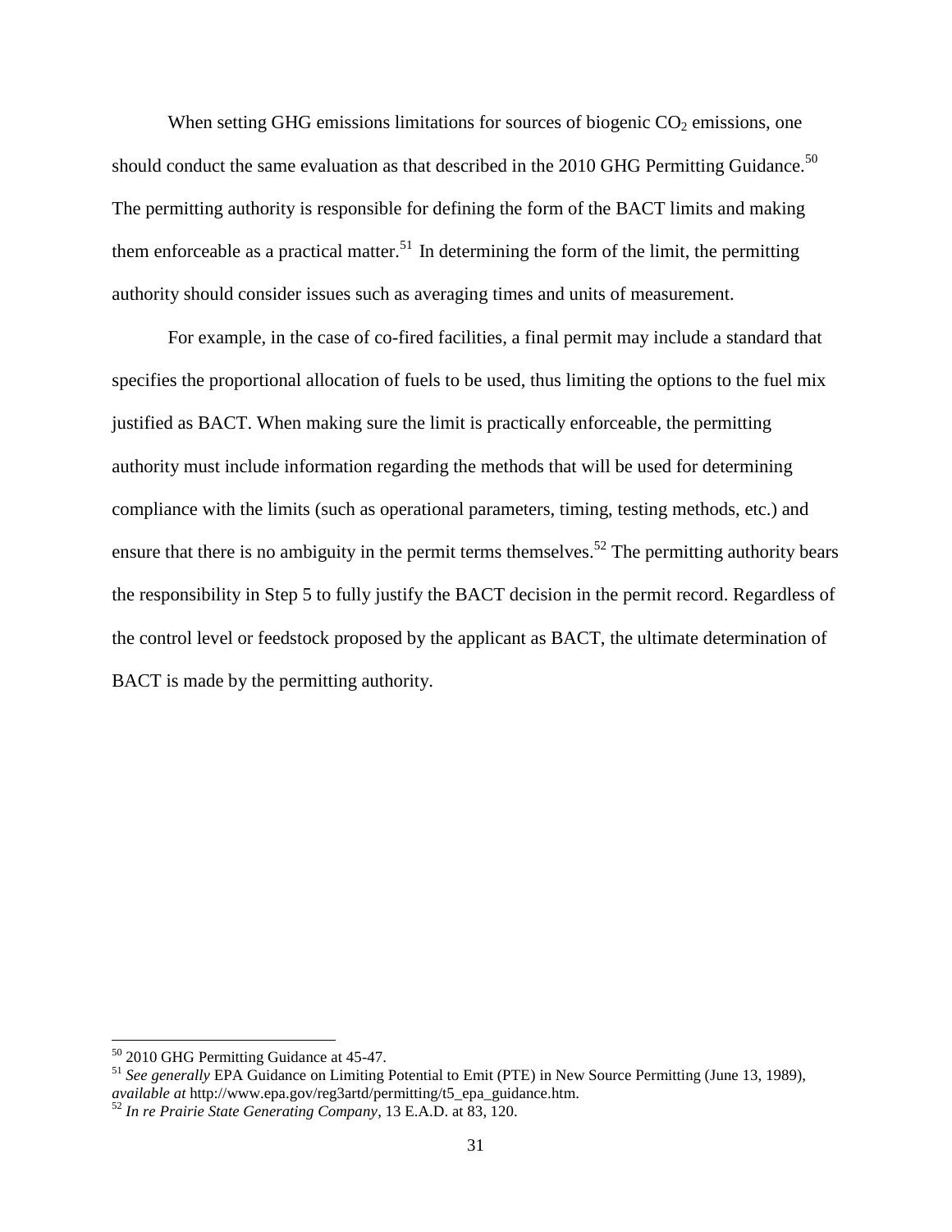When setting GHG emissions limitations for sources of biogenic $CO_2$ emissions, one should conduct the same evaluation as that described in the 2010 GHG Permitting Guidance.[50] The permitting authority is responsible for defining the form of the BACT limits and making them enforceable as a practical matter.[51] In determining the form of the limit, the permitting authority should consider issues such as averaging times and units of measurement.

For example, in the case of co-fired facilities, a final permit may include a standard that specifies the proportional allocation of fuels to be used, thus limiting the options to the fuel mix justified as BACT. When making sure the limit is practically enforceable, the permitting authority must include information regarding the methods that will be used for determining compliance with the limits (such as operational parameters, timing, testing methods, etc.) and ensure that there is no ambiguity in the permit terms themselves.[52] The permitting authority bears the responsibility in Step 5 to fully justify the BACT decision in the permit record. Regardless of the control level or feedstock proposed by the applicant as BACT, the ultimate determination of BACT is made by the permitting authority.

---

[50] 2010 GHG Permitting Guidance at 45-47.

[51] *See generally* EPA Guidance on Limiting Potential to Emit (PTE) in New Source Permitting (June 13, 1989), *available at* http://www.epa.gov/reg3artd/permitting/t5_epa_guidance.htm.

[52] *In re Prairie State Generating Company*, 13 E.A.D. at 83, 120.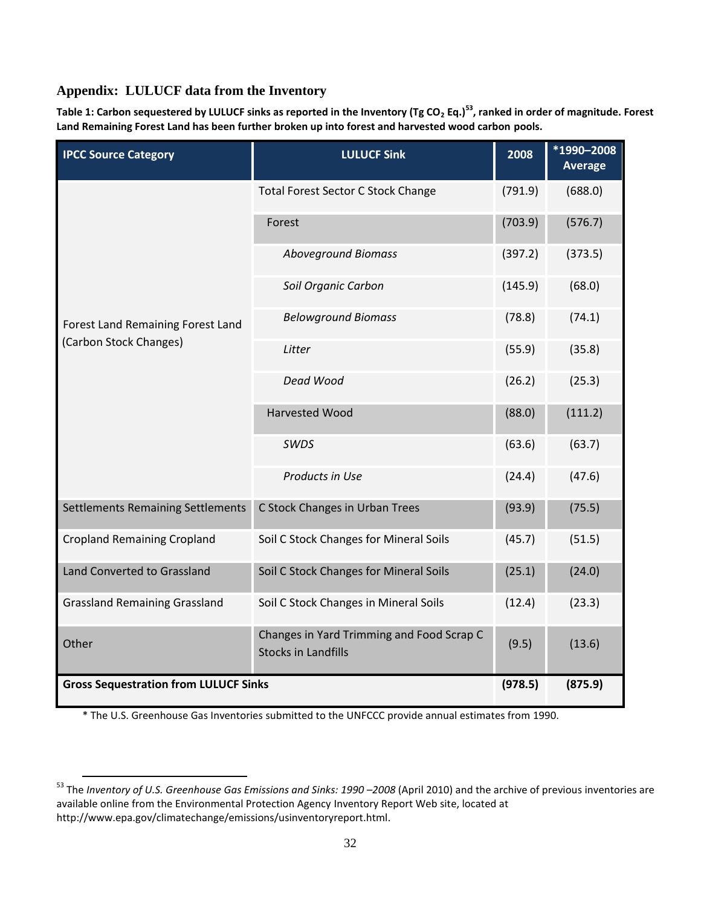## Appendix: LULUCF data from the Inventory

**Table 1: Carbon sequestered by LULUCF sinks as reported in the Inventory (Tg $CO_2$ Eq.)[53], ranked in order of magnitude. Forest Land Remaining Forest Land has been further broken up into forest and harvested wood carbon pools.**

| IPCC Source Category | LULUCF Sink | 2008 | *1990–2008 Average |
|---|---|---|---|
| Forest Land Remaining Forest Land (Carbon Stock Changes) | Total Forest Sector C Stock Change | (791.9) | (688.0) |
| | Forest | (703.9) | (576.7) |
| | *Aboveground Biomass* | (397.2) | (373.5) |
| | *Soil Organic Carbon* | (145.9) | (68.0) |
| | *Belowground Biomass* | (78.8) | (74.1) |
| | *Litter* | (55.9) | (35.8) |
| | *Dead Wood* | (26.2) | (25.3) |
| | Harvested Wood | (88.0) | (111.2) |
| | *SWDS* | (63.6) | (63.7) |
| | *Products in Use* | (24.4) | (47.6) |
| Settlements Remaining Settlements | C Stock Changes in Urban Trees | (93.9) | (75.5) |
| Cropland Remaining Cropland | Soil C Stock Changes for Mineral Soils | (45.7) | (51.5) |
| Land Converted to Grassland | Soil C Stock Changes for Mineral Soils | (25.1) | (24.0) |
| Grassland Remaining Grassland | Soil C Stock Changes in Mineral Soils | (12.4) | (23.3) |
| Other | Changes in Yard Trimming and Food Scrap C Stocks in Landfills | (9.5) | (13.6) |
| **Gross Sequestration from LULUCF Sinks** | | **(978.5)** | **(875.9)** |

* The U.S. Greenhouse Gas Inventories submitted to the UNFCCC provide annual estimates from 1990.

[53] The *Inventory of U.S. Greenhouse Gas Emissions and Sinks: 1990 –2008* (April 2010) and the archive of previous inventories are available online from the Environmental Protection Agency Inventory Report Web site, located at http://www.epa.gov/climatechange/emissions/usinventoryreport.html.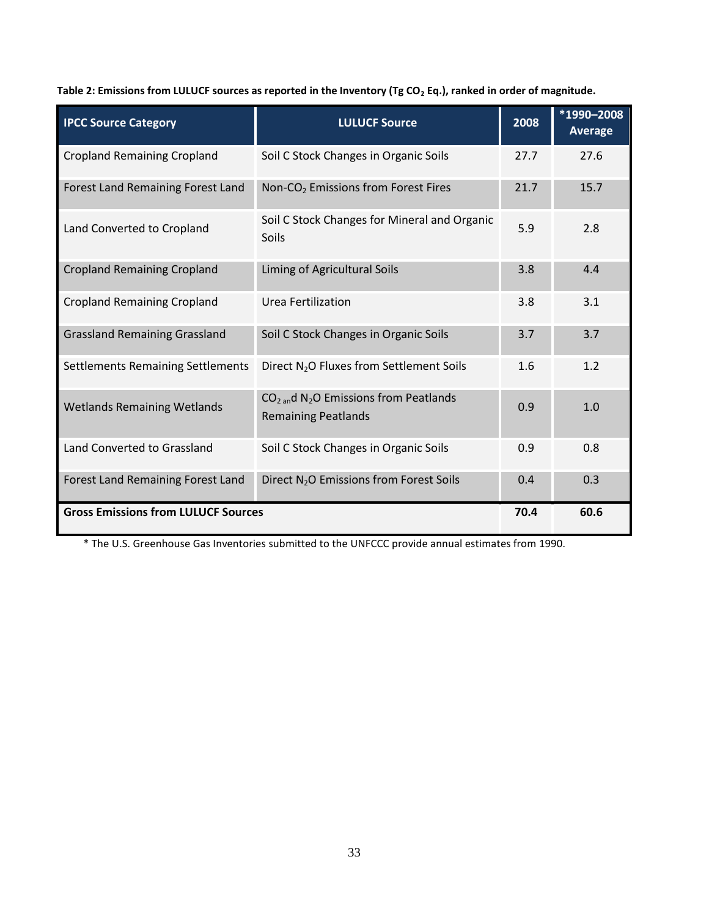**Table 2: Emissions from LULUCF sources as reported in the Inventory (Tg $CO_2$ Eq.), ranked in order of magnitude.**

| IPCC Source Category | LULUCF Source | 2008 | *1990–2008 Average |
|---|---|---|---|
| Cropland Remaining Cropland | Soil C Stock Changes in Organic Soils | 27.7 | 27.6 |
| Forest Land Remaining Forest Land | Non-$CO_2$ Emissions from Forest Fires | 21.7 | 15.7 |
| Land Converted to Cropland | Soil C Stock Changes for Mineral and Organic Soils | 5.9 | 2.8 |
| Cropland Remaining Cropland | Liming of Agricultural Soils | 3.8 | 4.4 |
| Cropland Remaining Cropland | Urea Fertilization | 3.8 | 3.1 |
| Grassland Remaining Grassland | Soil C Stock Changes in Organic Soils | 3.7 | 3.7 |
| Settlements Remaining Settlements | Direct $N_2O$ Fluxes from Settlement Soils | 1.6 | 1.2 |
| Wetlands Remaining Wetlands | $CO_2$ and $N_2O$ Emissions from Peatlands Remaining Peatlands | 0.9 | 1.0 |
| Land Converted to Grassland | Soil C Stock Changes in Organic Soils | 0.9 | 0.8 |
| Forest Land Remaining Forest Land | Direct $N_2O$ Emissions from Forest Soils | 0.4 | 0.3 |
| **Gross Emissions from LULUCF Sources** | | **70.4** | **60.6** |

* The U.S. Greenhouse Gas Inventories submitted to the UNFCCC provide annual estimates from 1990.